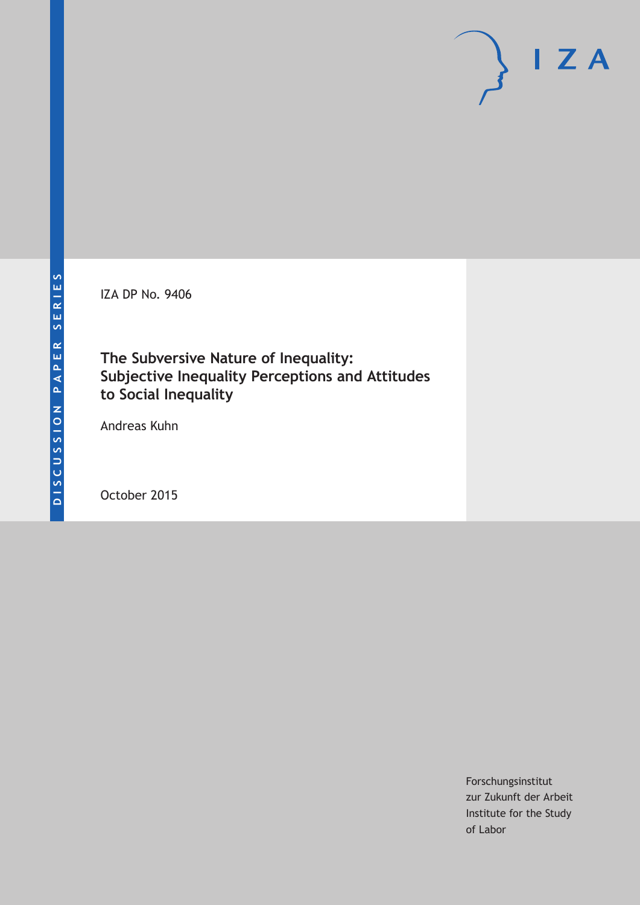DISCUSSION PAPER SERIES

IZA

IZA DP No. 9406

# The Subversive Nature of Inequality: Subjective Inequality Perceptions and Attitudes to Social Inequality

Andreas Kuhn

October 2015

Forschungsinstitut
zur Zukunft der Arbeit
Institute for the Study
of Labor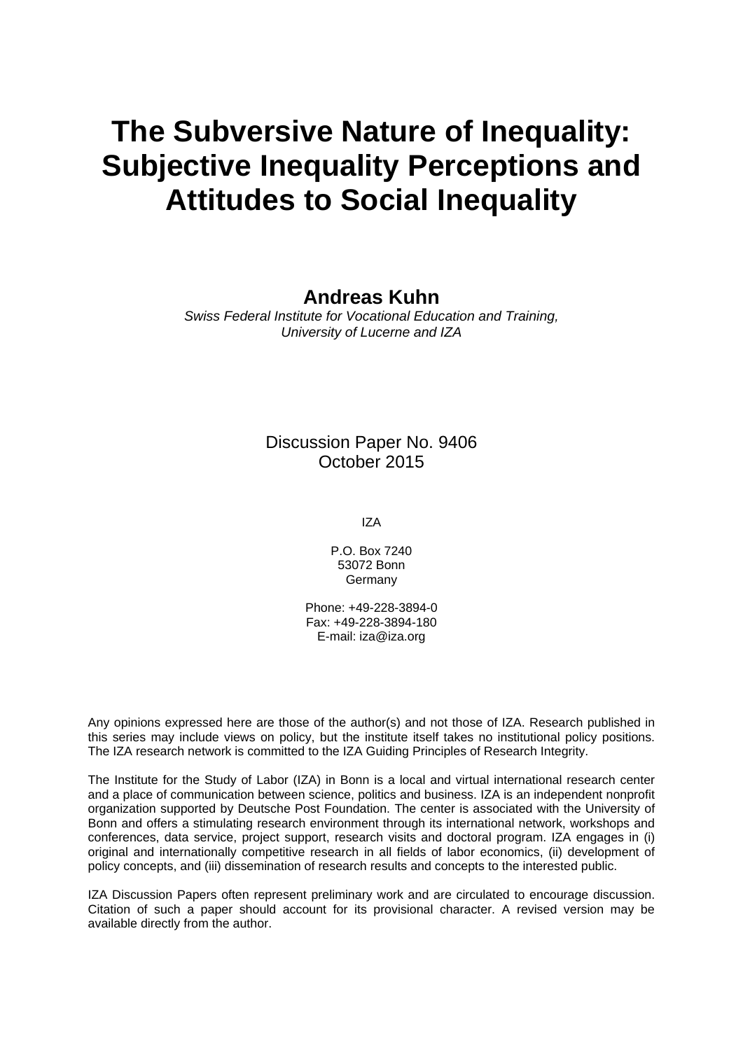# The Subversive Nature of Inequality: Subjective Inequality Perceptions and Attitudes to Social Inequality

**Andreas Kuhn**

*Swiss Federal Institute for Vocational Education and Training, University of Lucerne and IZA*

Discussion Paper No. 9406
October 2015

IZA

P.O. Box 7240
53072 Bonn
Germany

Phone: +49-228-3894-0
Fax: +49-228-3894-180
E-mail: iza@iza.org

Any opinions expressed here are those of the author(s) and not those of IZA. Research published in this series may include views on policy, but the institute itself takes no institutional policy positions. The IZA research network is committed to the IZA Guiding Principles of Research Integrity.

The Institute for the Study of Labor (IZA) in Bonn is a local and virtual international research center and a place of communication between science, politics and business. IZA is an independent nonprofit organization supported by Deutsche Post Foundation. The center is associated with the University of Bonn and offers a stimulating research environment through its international network, workshops and conferences, data service, project support, research visits and doctoral program. IZA engages in (i) original and internationally competitive research in all fields of labor economics, (ii) development of policy concepts, and (iii) dissemination of research results and concepts to the interested public.

IZA Discussion Papers often represent preliminary work and are circulated to encourage discussion. Citation of such a paper should account for its provisional character. A revised version may be available directly from the author.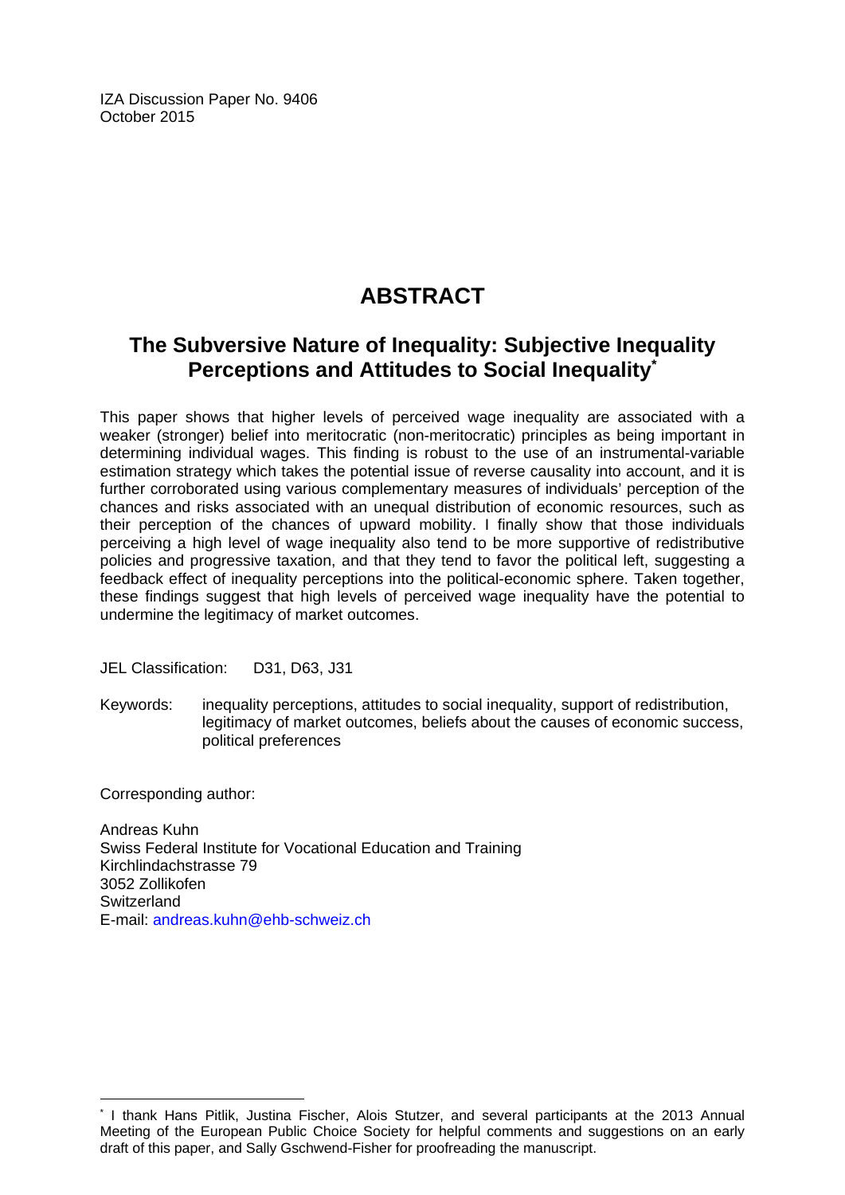IZA Discussion Paper No. 9406
October 2015

# ABSTRACT

## The Subversive Nature of Inequality: Subjective Inequality Perceptions and Attitudes to Social Inequality[*]

This paper shows that higher levels of perceived wage inequality are associated with a weaker (stronger) belief into meritocratic (non-meritocratic) principles as being important in determining individual wages. This finding is robust to the use of an instrumental-variable estimation strategy which takes the potential issue of reverse causality into account, and it is further corroborated using various complementary measures of individuals' perception of the chances and risks associated with an unequal distribution of economic resources, such as their perception of the chances of upward mobility. I finally show that those individuals perceiving a high level of wage inequality also tend to be more supportive of redistributive policies and progressive taxation, and that they tend to favor the political left, suggesting a feedback effect of inequality perceptions into the political-economic sphere. Taken together, these findings suggest that high levels of perceived wage inequality have the potential to undermine the legitimacy of market outcomes.

JEL Classification: D31, D63, J31

Keywords: inequality perceptions, attitudes to social inequality, support of redistribution, legitimacy of market outcomes, beliefs about the causes of economic success, political preferences

Corresponding author:

Andreas Kuhn
Swiss Federal Institute for Vocational Education and Training
Kirchlindachstrasse 79
3052 Zollikofen
Switzerland
E-mail: andreas.kuhn@ehb-schweiz.ch

---

[*] I thank Hans Pitlik, Justina Fischer, Alois Stutzer, and several participants at the 2013 Annual Meeting of the European Public Choice Society for helpful comments and suggestions on an early draft of this paper, and Sally Gschwend-Fisher for proofreading the manuscript.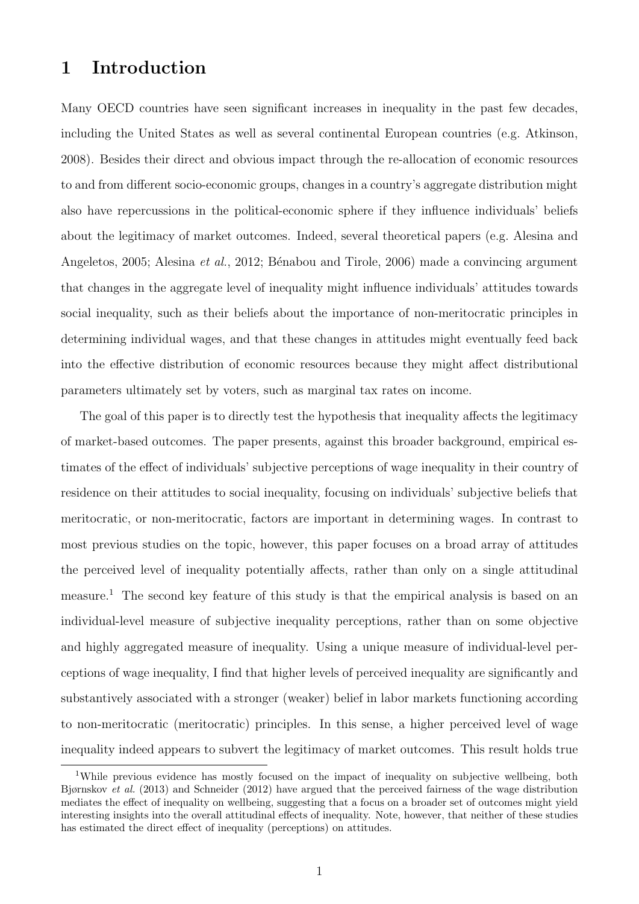# 1 Introduction

Many OECD countries have seen significant increases in inequality in the past few decades, including the United States as well as several continental European countries (e.g. Atkinson, 2008). Besides their direct and obvious impact through the re-allocation of economic resources to and from different socio-economic groups, changes in a country's aggregate distribution might also have repercussions in the political-economic sphere if they influence individuals' beliefs about the legitimacy of market outcomes. Indeed, several theoretical papers (e.g. Alesina and Angeletos, 2005; Alesina *et al.*, 2012; Bénabou and Tirole, 2006) made a convincing argument that changes in the aggregate level of inequality might influence individuals' attitudes towards social inequality, such as their beliefs about the importance of non-meritocratic principles in determining individual wages, and that these changes in attitudes might eventually feed back into the effective distribution of economic resources because they might affect distributional parameters ultimately set by voters, such as marginal tax rates on income.

The goal of this paper is to directly test the hypothesis that inequality affects the legitimacy of market-based outcomes. The paper presents, against this broader background, empirical estimates of the effect of individuals' subjective perceptions of wage inequality in their country of residence on their attitudes to social inequality, focusing on individuals' subjective beliefs that meritocratic, or non-meritocratic, factors are important in determining wages. In contrast to most previous studies on the topic, however, this paper focuses on a broad array of attitudes the perceived level of inequality potentially affects, rather than only on a single attitudinal measure.[1] The second key feature of this study is that the empirical analysis is based on an individual-level measure of subjective inequality perceptions, rather than on some objective and highly aggregated measure of inequality. Using a unique measure of individual-level perceptions of wage inequality, I find that higher levels of perceived inequality are significantly and substantively associated with a stronger (weaker) belief in labor markets functioning according to non-meritocratic (meritocratic) principles. In this sense, a higher perceived level of wage inequality indeed appears to subvert the legitimacy of market outcomes. This result holds true

[1] While previous evidence has mostly focused on the impact of inequality on subjective wellbeing, both Bjørnskov *et al.* (2013) and Schneider (2012) have argued that the perceived fairness of the wage distribution mediates the effect of inequality on wellbeing, suggesting that a focus on a broader set of outcomes might yield interesting insights into the overall attitudinal effects of inequality. Note, however, that neither of these studies has estimated the direct effect of inequality (perceptions) on attitudes.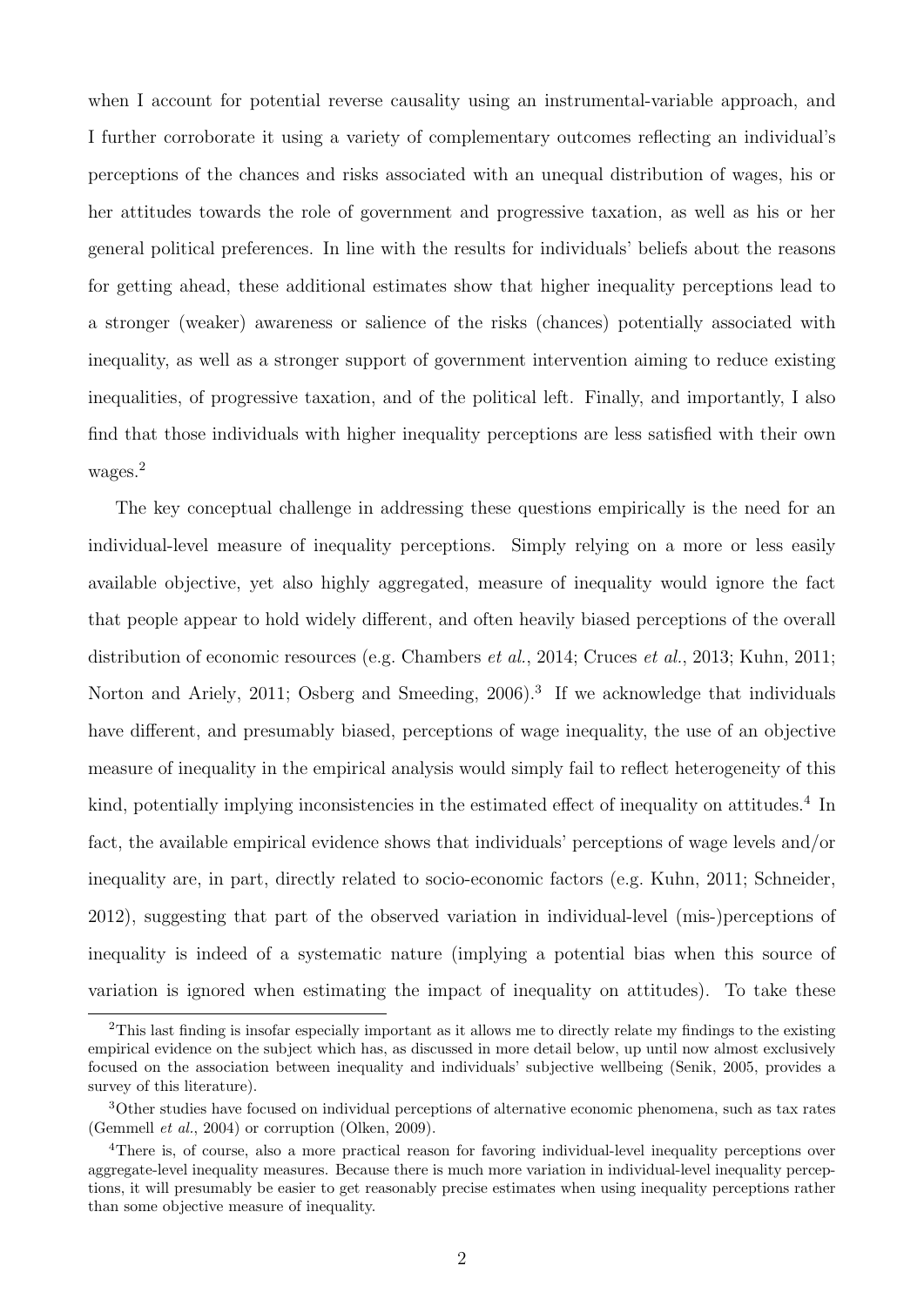when I account for potential reverse causality using an instrumental-variable approach, and I further corroborate it using a variety of complementary outcomes reflecting an individual's perceptions of the chances and risks associated with an unequal distribution of wages, his or her attitudes towards the role of government and progressive taxation, as well as his or her general political preferences. In line with the results for individuals' beliefs about the reasons for getting ahead, these additional estimates show that higher inequality perceptions lead to a stronger (weaker) awareness or salience of the risks (chances) potentially associated with inequality, as well as a stronger support of government intervention aiming to reduce existing inequalities, of progressive taxation, and of the political left. Finally, and importantly, I also find that those individuals with higher inequality perceptions are less satisfied with their own wages.[2]

The key conceptual challenge in addressing these questions empirically is the need for an individual-level measure of inequality perceptions. Simply relying on a more or less easily available objective, yet also highly aggregated, measure of inequality would ignore the fact that people appear to hold widely different, and often heavily biased perceptions of the overall distribution of economic resources (e.g. Chambers *et al.*, 2014; Cruces *et al.*, 2013; Kuhn, 2011; Norton and Ariely, 2011; Osberg and Smeeding, 2006).[3] If we acknowledge that individuals have different, and presumably biased, perceptions of wage inequality, the use of an objective measure of inequality in the empirical analysis would simply fail to reflect heterogeneity of this kind, potentially implying inconsistencies in the estimated effect of inequality on attitudes.[4] In fact, the available empirical evidence shows that individuals' perceptions of wage levels and/or inequality are, in part, directly related to socio-economic factors (e.g. Kuhn, 2011; Schneider, 2012), suggesting that part of the observed variation in individual-level (mis-)perceptions of inequality is indeed of a systematic nature (implying a potential bias when this source of variation is ignored when estimating the impact of inequality on attitudes). To take these

[2] This last finding is insofar especially important as it allows me to directly relate my findings to the existing empirical evidence on the subject which has, as discussed in more detail below, up until now almost exclusively focused on the association between inequality and individuals' subjective wellbeing (Senik, 2005, provides a survey of this literature).

[3] Other studies have focused on individual perceptions of alternative economic phenomena, such as tax rates (Gemmell *et al.*, 2004) or corruption (Olken, 2009).

[4] There is, of course, also a more practical reason for favoring individual-level inequality perceptions over aggregate-level inequality measures. Because there is much more variation in individual-level inequality perceptions, it will presumably be easier to get reasonably precise estimates when using inequality perceptions rather than some objective measure of inequality.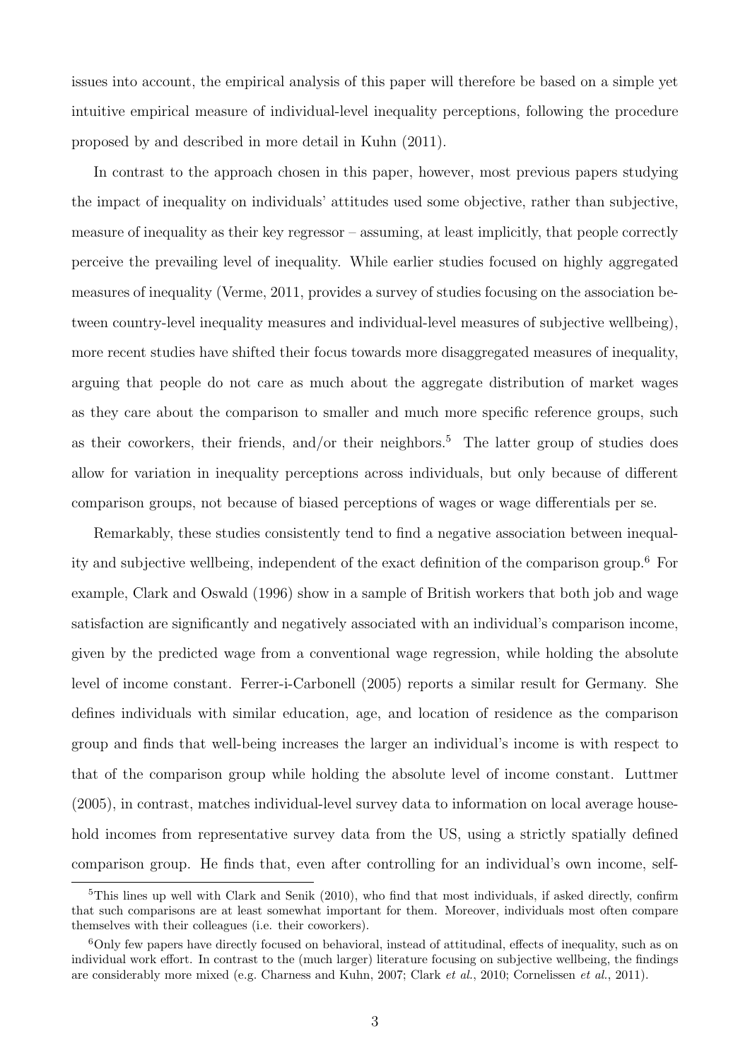issues into account, the empirical analysis of this paper will therefore be based on a simple yet intuitive empirical measure of individual-level inequality perceptions, following the procedure proposed by and described in more detail in Kuhn (2011).

In contrast to the approach chosen in this paper, however, most previous papers studying the impact of inequality on individuals' attitudes used some objective, rather than subjective, measure of inequality as their key regressor – assuming, at least implicitly, that people correctly perceive the prevailing level of inequality. While earlier studies focused on highly aggregated measures of inequality (Verme, 2011, provides a survey of studies focusing on the association between country-level inequality measures and individual-level measures of subjective wellbeing), more recent studies have shifted their focus towards more disaggregated measures of inequality, arguing that people do not care as much about the aggregate distribution of market wages as they care about the comparison to smaller and much more specific reference groups, such as their coworkers, their friends, and/or their neighbors.[5] The latter group of studies does allow for variation in inequality perceptions across individuals, but only because of different comparison groups, not because of biased perceptions of wages or wage differentials per se.

Remarkably, these studies consistently tend to find a negative association between inequality and subjective wellbeing, independent of the exact definition of the comparison group.[6] For example, Clark and Oswald (1996) show in a sample of British workers that both job and wage satisfaction are significantly and negatively associated with an individual's comparison income, given by the predicted wage from a conventional wage regression, while holding the absolute level of income constant. Ferrer-i-Carbonell (2005) reports a similar result for Germany. She defines individuals with similar education, age, and location of residence as the comparison group and finds that well-being increases the larger an individual's income is with respect to that of the comparison group while holding the absolute level of income constant. Luttmer (2005), in contrast, matches individual-level survey data to information on local average household incomes from representative survey data from the US, using a strictly spatially defined comparison group. He finds that, even after controlling for an individual's own income, self-

[5] This lines up well with Clark and Senik (2010), who find that most individuals, if asked directly, confirm that such comparisons are at least somewhat important for them. Moreover, individuals most often compare themselves with their colleagues (i.e. their coworkers).

[6] Only few papers have directly focused on behavioral, instead of attitudinal, effects of inequality, such as on individual work effort. In contrast to the (much larger) literature focusing on subjective wellbeing, the findings are considerably more mixed (e.g. Charness and Kuhn, 2007; Clark *et al.*, 2010; Cornelissen *et al.*, 2011).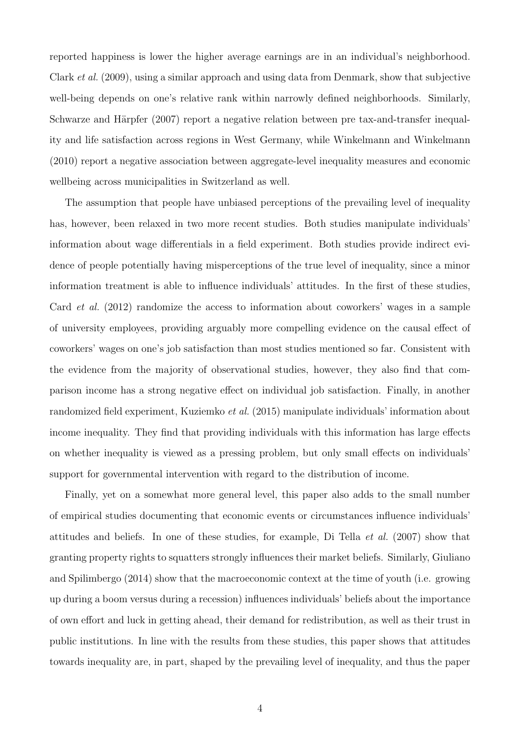reported happiness is lower the higher average earnings are in an individual's neighborhood. Clark *et al.* (2009), using a similar approach and using data from Denmark, show that subjective well-being depends on one's relative rank within narrowly defined neighborhoods. Similarly, Schwarze and Härpfer (2007) report a negative relation between pre tax-and-transfer inequality and life satisfaction across regions in West Germany, while Winkelmann and Winkelmann (2010) report a negative association between aggregate-level inequality measures and economic wellbeing across municipalities in Switzerland as well.

The assumption that people have unbiased perceptions of the prevailing level of inequality has, however, been relaxed in two more recent studies. Both studies manipulate individuals' information about wage differentials in a field experiment. Both studies provide indirect evidence of people potentially having misperceptions of the true level of inequality, since a minor information treatment is able to influence individuals' attitudes. In the first of these studies, Card *et al.* (2012) randomize the access to information about coworkers' wages in a sample of university employees, providing arguably more compelling evidence on the causal effect of coworkers' wages on one's job satisfaction than most studies mentioned so far. Consistent with the evidence from the majority of observational studies, however, they also find that comparison income has a strong negative effect on individual job satisfaction. Finally, in another randomized field experiment, Kuziemko *et al.* (2015) manipulate individuals' information about income inequality. They find that providing individuals with this information has large effects on whether inequality is viewed as a pressing problem, but only small effects on individuals' support for governmental intervention with regard to the distribution of income.

Finally, yet on a somewhat more general level, this paper also adds to the small number of empirical studies documenting that economic events or circumstances influence individuals' attitudes and beliefs. In one of these studies, for example, Di Tella *et al.* (2007) show that granting property rights to squatters strongly influences their market beliefs. Similarly, Giuliano and Spilimbergo (2014) show that the macroeconomic context at the time of youth (i.e. growing up during a boom versus during a recession) influences individuals' beliefs about the importance of own effort and luck in getting ahead, their demand for redistribution, as well as their trust in public institutions. In line with the results from these studies, this paper shows that attitudes towards inequality are, in part, shaped by the prevailing level of inequality, and thus the paper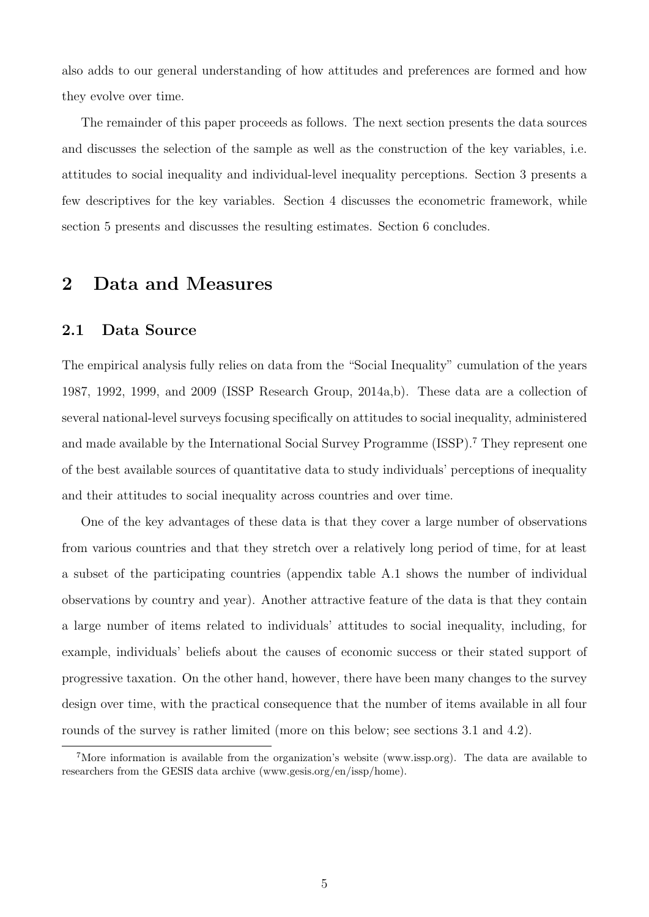also adds to our general understanding of how attitudes and preferences are formed and how they evolve over time.

The remainder of this paper proceeds as follows. The next section presents the data sources and discusses the selection of the sample as well as the construction of the key variables, i.e. attitudes to social inequality and individual-level inequality perceptions. Section 3 presents a few descriptives for the key variables. Section 4 discusses the econometric framework, while section 5 presents and discusses the resulting estimates. Section 6 concludes.

## 2 Data and Measures

### 2.1 Data Source

The empirical analysis fully relies on data from the "Social Inequality" cumulation of the years 1987, 1992, 1999, and 2009 (ISSP Research Group, 2014a,b). These data are a collection of several national-level surveys focusing specifically on attitudes to social inequality, administered and made available by the International Social Survey Programme (ISSP).[7] They represent one of the best available sources of quantitative data to study individuals' perceptions of inequality and their attitudes to social inequality across countries and over time.

One of the key advantages of these data is that they cover a large number of observations from various countries and that they stretch over a relatively long period of time, for at least a subset of the participating countries (appendix table A.1 shows the number of individual observations by country and year). Another attractive feature of the data is that they contain a large number of items related to individuals' attitudes to social inequality, including, for example, individuals' beliefs about the causes of economic success or their stated support of progressive taxation. On the other hand, however, there have been many changes to the survey design over time, with the practical consequence that the number of items available in all four rounds of the survey is rather limited (more on this below; see sections 3.1 and 4.2).

[7] More information is available from the organization's website (www.issp.org). The data are available to researchers from the GESIS data archive (www.gesis.org/en/issp/home).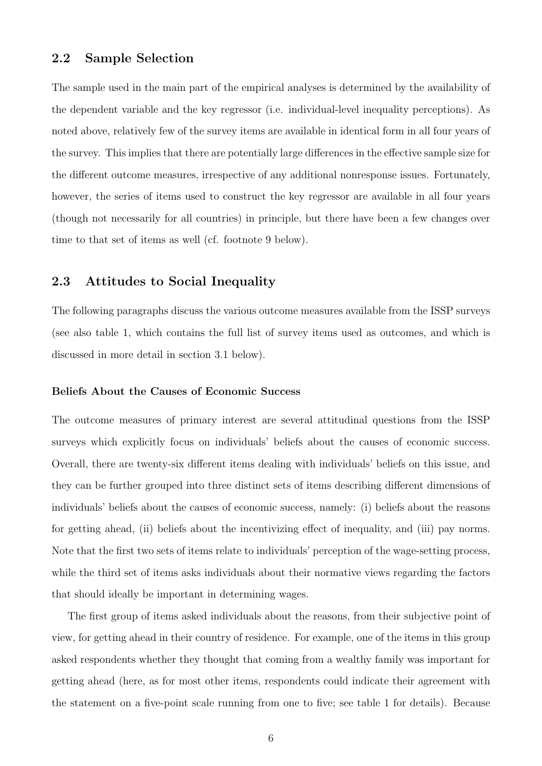## 2.2 Sample Selection

The sample used in the main part of the empirical analyses is determined by the availability of the dependent variable and the key regressor (i.e. individual-level inequality perceptions). As noted above, relatively few of the survey items are available in identical form in all four years of the survey. This implies that there are potentially large differences in the effective sample size for the different outcome measures, irrespective of any additional nonresponse issues. Fortunately, however, the series of items used to construct the key regressor are available in all four years (though not necessarily for all countries) in principle, but there have been a few changes over time to that set of items as well (cf. footnote 9 below).

## 2.3 Attitudes to Social Inequality

The following paragraphs discuss the various outcome measures available from the ISSP surveys (see also table 1, which contains the full list of survey items used as outcomes, and which is discussed in more detail in section 3.1 below).

#### Beliefs About the Causes of Economic Success

The outcome measures of primary interest are several attitudinal questions from the ISSP surveys which explicitly focus on individuals' beliefs about the causes of economic success. Overall, there are twenty-six different items dealing with individuals' beliefs on this issue, and they can be further grouped into three distinct sets of items describing different dimensions of individuals' beliefs about the causes of economic success, namely: (i) beliefs about the reasons for getting ahead, (ii) beliefs about the incentivizing effect of inequality, and (iii) pay norms. Note that the first two sets of items relate to individuals' perception of the wage-setting process, while the third set of items asks individuals about their normative views regarding the factors that should ideally be important in determining wages.

The first group of items asked individuals about the reasons, from their subjective point of view, for getting ahead in their country of residence. For example, one of the items in this group asked respondents whether they thought that coming from a wealthy family was important for getting ahead (here, as for most other items, respondents could indicate their agreement with the statement on a five-point scale running from one to five; see table 1 for details). Because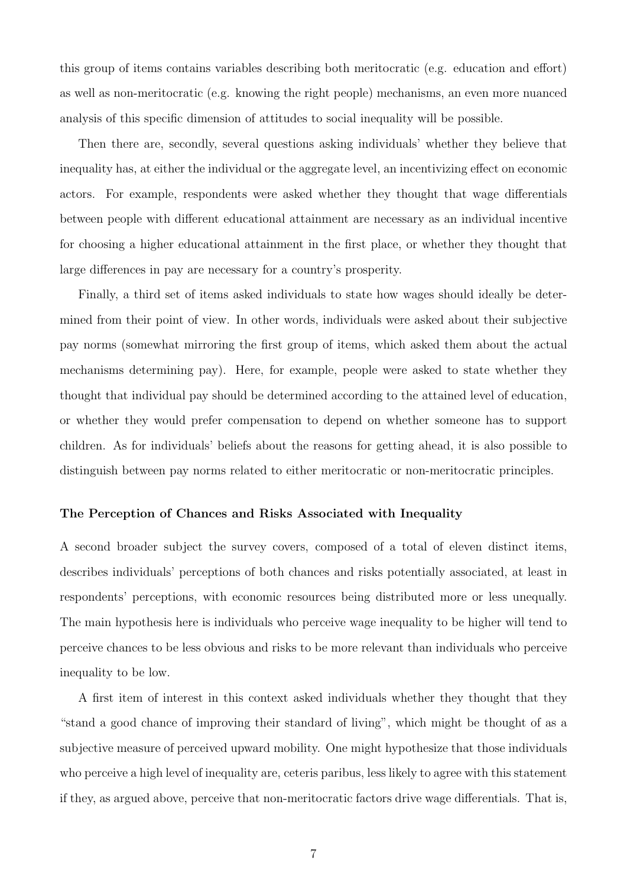this group of items contains variables describing both meritocratic (e.g. education and effort) as well as non-meritocratic (e.g. knowing the right people) mechanisms, an even more nuanced analysis of this specific dimension of attitudes to social inequality will be possible.

Then there are, secondly, several questions asking individuals' whether they believe that inequality has, at either the individual or the aggregate level, an incentivizing effect on economic actors. For example, respondents were asked whether they thought that wage differentials between people with different educational attainment are necessary as an individual incentive for choosing a higher educational attainment in the first place, or whether they thought that large differences in pay are necessary for a country's prosperity.

Finally, a third set of items asked individuals to state how wages should ideally be determined from their point of view. In other words, individuals were asked about their subjective pay norms (somewhat mirroring the first group of items, which asked them about the actual mechanisms determining pay). Here, for example, people were asked to state whether they thought that individual pay should be determined according to the attained level of education, or whether they would prefer compensation to depend on whether someone has to support children. As for individuals' beliefs about the reasons for getting ahead, it is also possible to distinguish between pay norms related to either meritocratic or non-meritocratic principles.

**The Perception of Chances and Risks Associated with Inequality**

A second broader subject the survey covers, composed of a total of eleven distinct items, describes individuals' perceptions of both chances and risks potentially associated, at least in respondents' perceptions, with economic resources being distributed more or less unequally. The main hypothesis here is individuals who perceive wage inequality to be higher will tend to perceive chances to be less obvious and risks to be more relevant than individuals who perceive inequality to be low.

A first item of interest in this context asked individuals whether they thought that they "stand a good chance of improving their standard of living", which might be thought of as a subjective measure of perceived upward mobility. One might hypothesize that those individuals who perceive a high level of inequality are, ceteris paribus, less likely to agree with this statement if they, as argued above, perceive that non-meritocratic factors drive wage differentials. That is,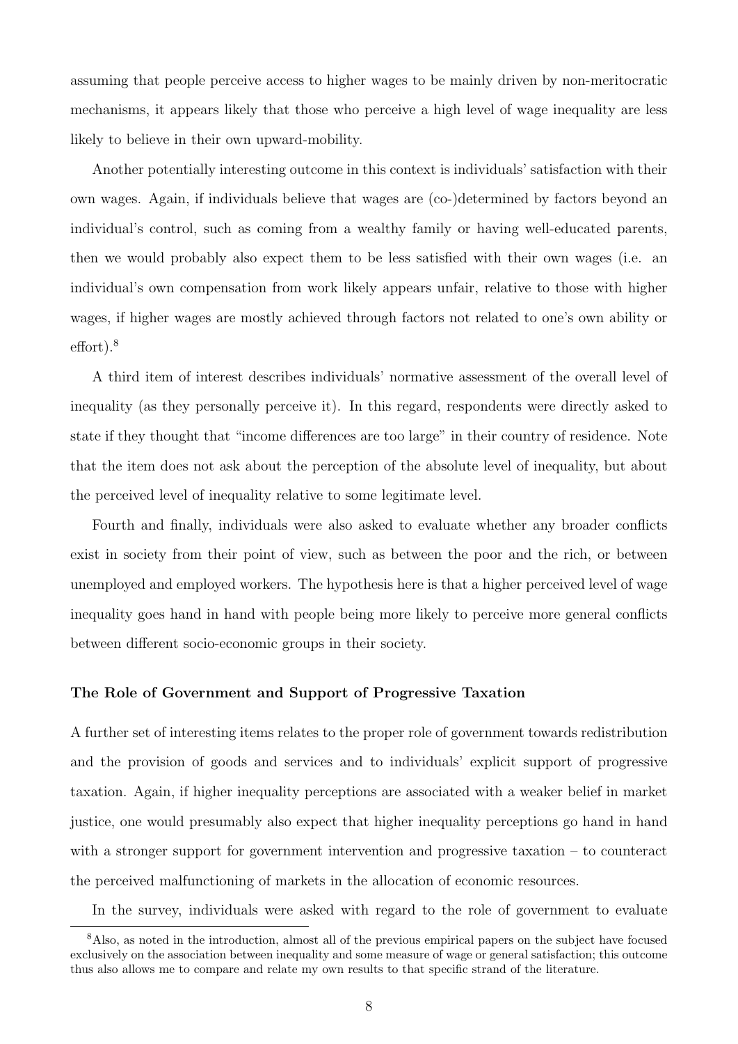assuming that people perceive access to higher wages to be mainly driven by non-meritocratic mechanisms, it appears likely that those who perceive a high level of wage inequality are less likely to believe in their own upward-mobility.

Another potentially interesting outcome in this context is individuals' satisfaction with their own wages. Again, if individuals believe that wages are (co-)determined by factors beyond an individual's control, such as coming from a wealthy family or having well-educated parents, then we would probably also expect them to be less satisfied with their own wages (i.e. an individual's own compensation from work likely appears unfair, relative to those with higher wages, if higher wages are mostly achieved through factors not related to one's own ability or effort).[8]

A third item of interest describes individuals' normative assessment of the overall level of inequality (as they personally perceive it). In this regard, respondents were directly asked to state if they thought that "income differences are too large" in their country of residence. Note that the item does not ask about the perception of the absolute level of inequality, but about the perceived level of inequality relative to some legitimate level.

Fourth and finally, individuals were also asked to evaluate whether any broader conflicts exist in society from their point of view, such as between the poor and the rich, or between unemployed and employed workers. The hypothesis here is that a higher perceived level of wage inequality goes hand in hand with people being more likely to perceive more general conflicts between different socio-economic groups in their society.

### The Role of Government and Support of Progressive Taxation

A further set of interesting items relates to the proper role of government towards redistribution and the provision of goods and services and to individuals' explicit support of progressive taxation. Again, if higher inequality perceptions are associated with a weaker belief in market justice, one would presumably also expect that higher inequality perceptions go hand in hand with a stronger support for government intervention and progressive taxation – to counteract the perceived malfunctioning of markets in the allocation of economic resources.

In the survey, individuals were asked with regard to the role of government to evaluate

[8] Also, as noted in the introduction, almost all of the previous empirical papers on the subject have focused exclusively on the association between inequality and some measure of wage or general satisfaction; this outcome thus also allows me to compare and relate my own results to that specific strand of the literature.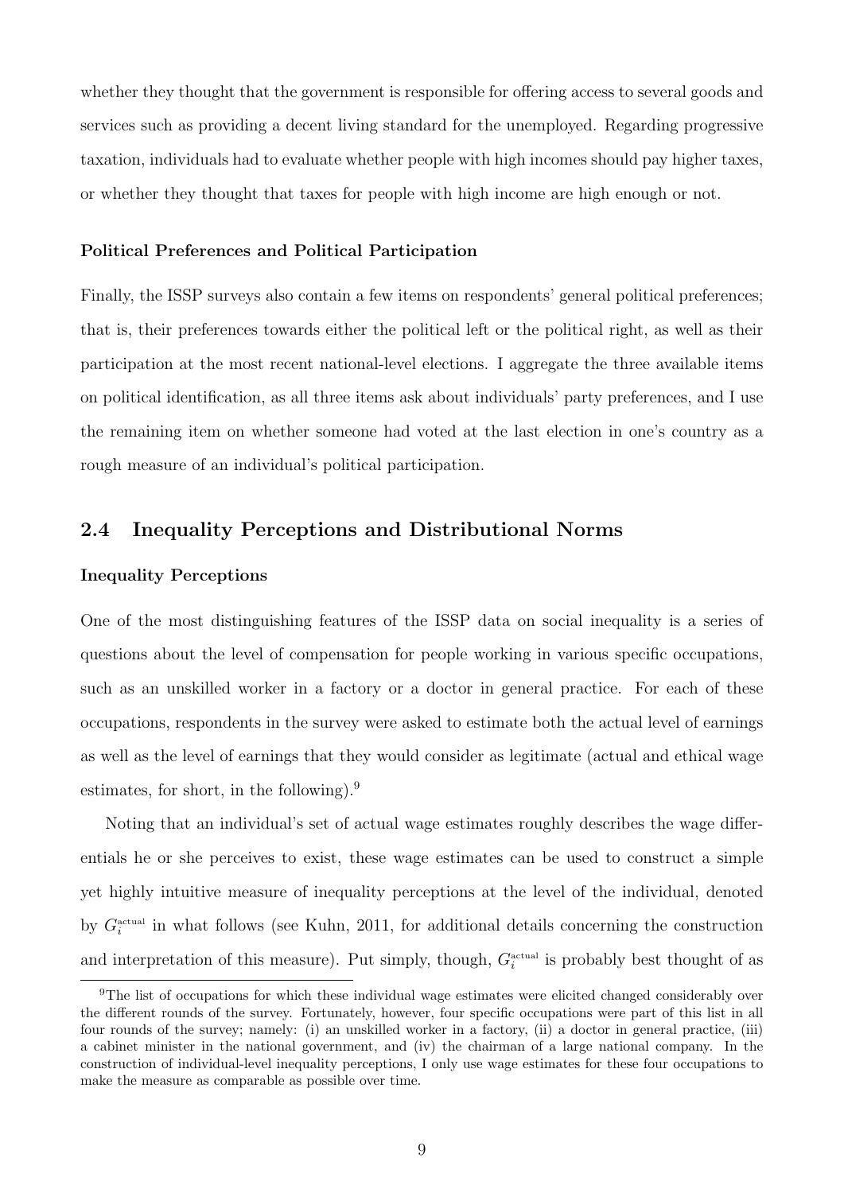whether they thought that the government is responsible for offering access to several goods and services such as providing a decent living standard for the unemployed. Regarding progressive taxation, individuals had to evaluate whether people with high incomes should pay higher taxes, or whether they thought that taxes for people with high income are high enough or not.

#### Political Preferences and Political Participation

Finally, the ISSP surveys also contain a few items on respondents' general political preferences; that is, their preferences towards either the political left or the political right, as well as their participation at the most recent national-level elections. I aggregate the three available items on political identification, as all three items ask about individuals' party preferences, and I use the remaining item on whether someone had voted at the last election in one's country as a rough measure of an individual's political participation.

## 2.4 Inequality Perceptions and Distributional Norms

#### Inequality Perceptions

One of the most distinguishing features of the ISSP data on social inequality is a series of questions about the level of compensation for people working in various specific occupations, such as an unskilled worker in a factory or a doctor in general practice. For each of these occupations, respondents in the survey were asked to estimate both the actual level of earnings as well as the level of earnings that they would consider as legitimate (actual and ethical wage estimates, for short, in the following).[9]

Noting that an individual's set of actual wage estimates roughly describes the wage differentials he or she perceives to exist, these wage estimates can be used to construct a simple yet highly intuitive measure of inequality perceptions at the level of the individual, denoted by $G_i^{\text{actual}}$ in what follows (see Kuhn, 2011, for additional details concerning the construction and interpretation of this measure). Put simply, though, $G_i^{\text{actual}}$ is probably best thought of as

[9] The list of occupations for which these individual wage estimates were elicited changed considerably over the different rounds of the survey. Fortunately, however, four specific occupations were part of this list in all four rounds of the survey; namely: (i) an unskilled worker in a factory, (ii) a doctor in general practice, (iii) a cabinet minister in the national government, and (iv) the chairman of a large national company. In the construction of individual-level inequality perceptions, I only use wage estimates for these four occupations to make the measure as comparable as possible over time.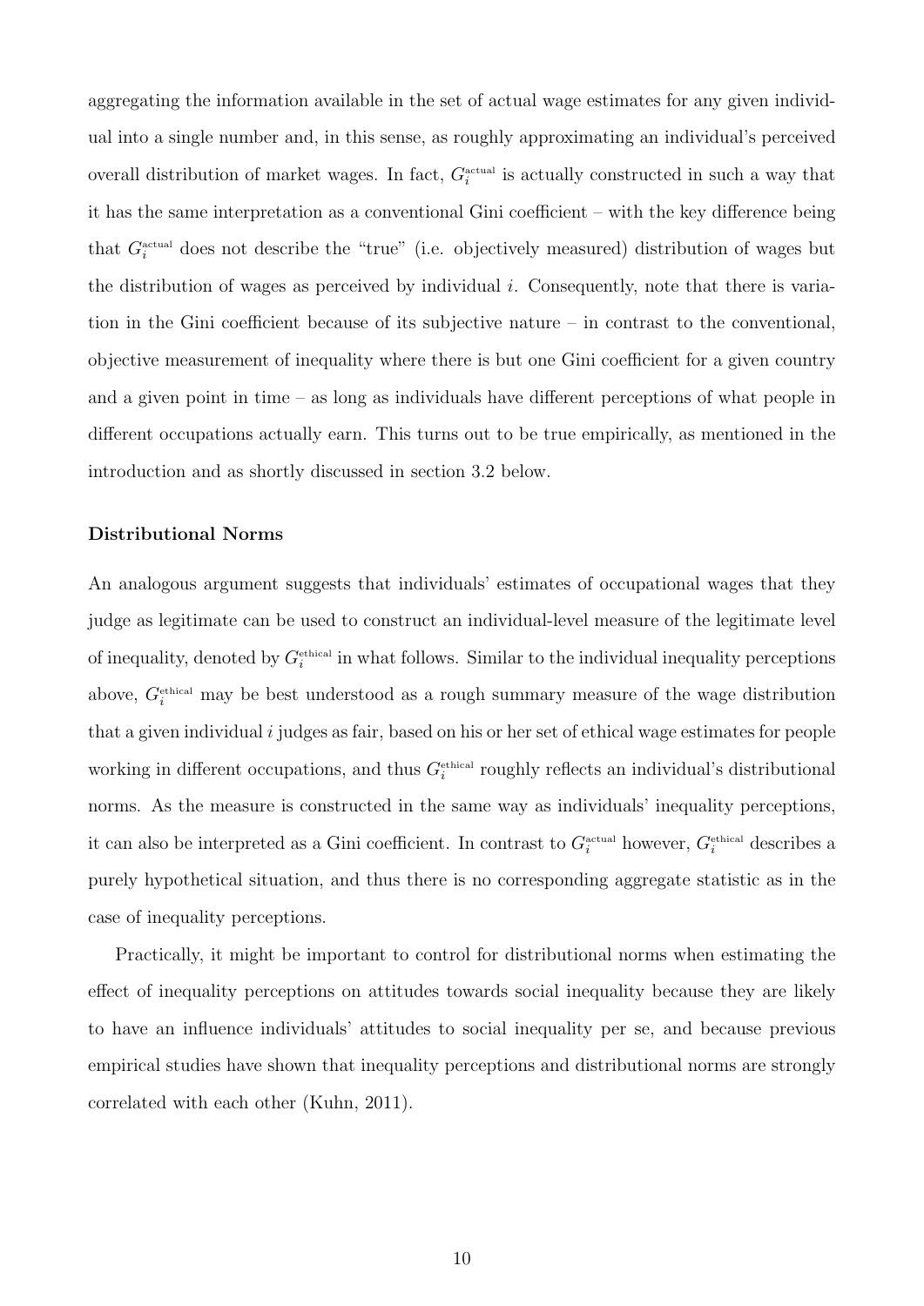aggregating the information available in the set of actual wage estimates for any given individual into a single number and, in this sense, as roughly approximating an individual's perceived overall distribution of market wages. In fact, $G_i^{\text{actual}}$ is actually constructed in such a way that it has the same interpretation as a conventional Gini coefficient – with the key difference being that $G_i^{\text{actual}}$ does not describe the "true" (i.e. objectively measured) distribution of wages but the distribution of wages as perceived by individual $i$. Consequently, note that there is variation in the Gini coefficient because of its subjective nature – in contrast to the conventional, objective measurement of inequality where there is but one Gini coefficient for a given country and a given point in time – as long as individuals have different perceptions of what people in different occupations actually earn. This turns out to be true empirically, as mentioned in the introduction and as shortly discussed in section 3.2 below.

**Distributional Norms**

An analogous argument suggests that individuals' estimates of occupational wages that they judge as legitimate can be used to construct an individual-level measure of the legitimate level of inequality, denoted by $G_i^{\text{ethical}}$ in what follows. Similar to the individual inequality perceptions above, $G_i^{\text{ethical}}$ may be best understood as a rough summary measure of the wage distribution that a given individual $i$ judges as fair, based on his or her set of ethical wage estimates for people working in different occupations, and thus $G_i^{\text{ethical}}$ roughly reflects an individual's distributional norms. As the measure is constructed in the same way as individuals' inequality perceptions, it can also be interpreted as a Gini coefficient. In contrast to $G_i^{\text{actual}}$ however, $G_i^{\text{ethical}}$ describes a purely hypothetical situation, and thus there is no corresponding aggregate statistic as in the case of inequality perceptions.

Practically, it might be important to control for distributional norms when estimating the effect of inequality perceptions on attitudes towards social inequality because they are likely to have an influence individuals' attitudes to social inequality per se, and because previous empirical studies have shown that inequality perceptions and distributional norms are strongly correlated with each other (Kuhn, 2011).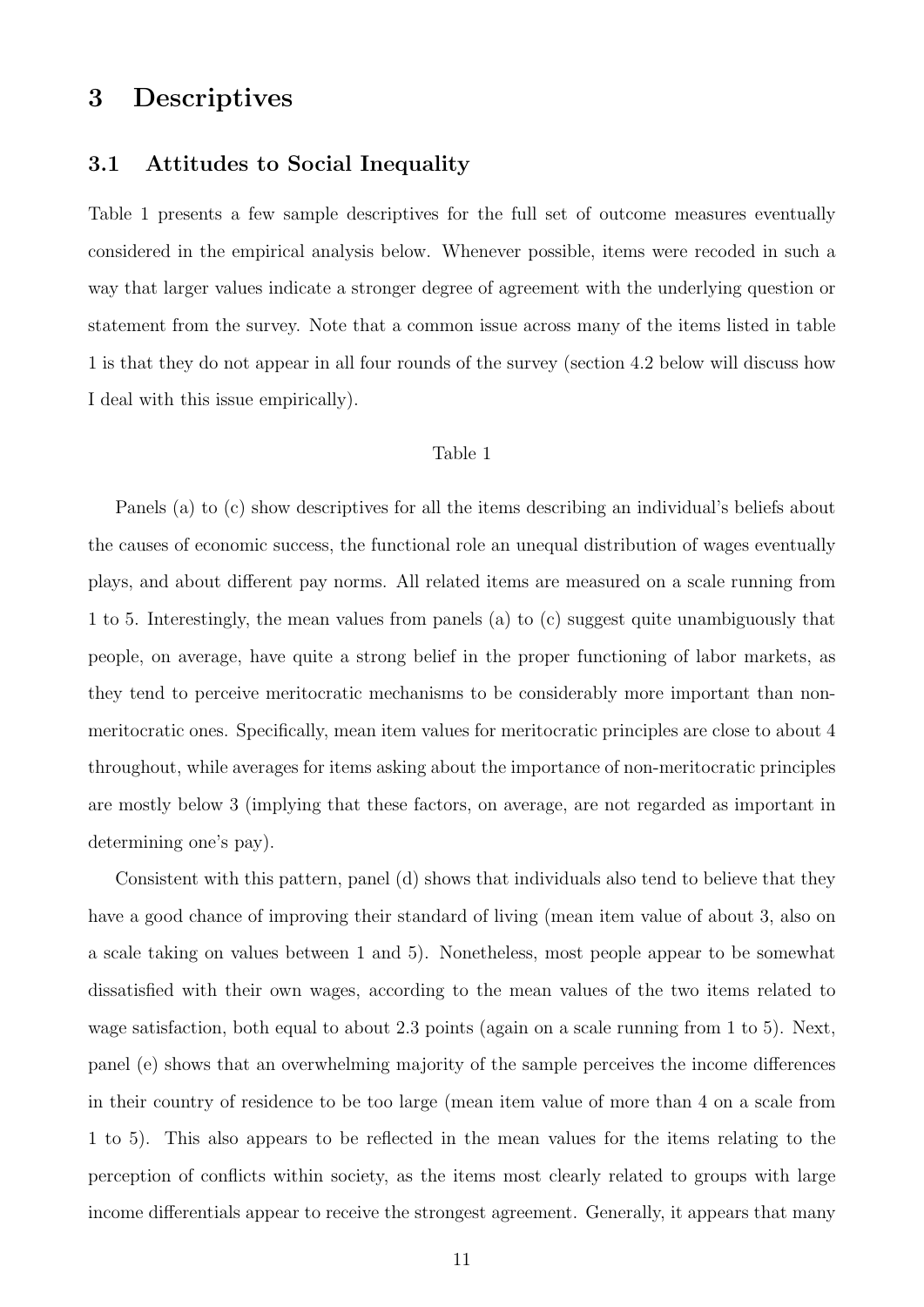# 3 Descriptives

## 3.1 Attitudes to Social Inequality

Table 1 presents a few sample descriptives for the full set of outcome measures eventually considered in the empirical analysis below. Whenever possible, items were recoded in such a way that larger values indicate a stronger degree of agreement with the underlying question or statement from the survey. Note that a common issue across many of the items listed in table 1 is that they do not appear in all four rounds of the survey (section 4.2 below will discuss how I deal with this issue empirically).

Table 1

Panels (a) to (c) show descriptives for all the items describing an individual's beliefs about the causes of economic success, the functional role an unequal distribution of wages eventually plays, and about different pay norms. All related items are measured on a scale running from 1 to 5. Interestingly, the mean values from panels (a) to (c) suggest quite unambiguously that people, on average, have quite a strong belief in the proper functioning of labor markets, as they tend to perceive meritocratic mechanisms to be considerably more important than non-meritocratic ones. Specifically, mean item values for meritocratic principles are close to about 4 throughout, while averages for items asking about the importance of non-meritocratic principles are mostly below 3 (implying that these factors, on average, are not regarded as important in determining one's pay).

Consistent with this pattern, panel (d) shows that individuals also tend to believe that they have a good chance of improving their standard of living (mean item value of about 3, also on a scale taking on values between 1 and 5). Nonetheless, most people appear to be somewhat dissatisfied with their own wages, according to the mean values of the two items related to wage satisfaction, both equal to about 2.3 points (again on a scale running from 1 to 5). Next, panel (e) shows that an overwhelming majority of the sample perceives the income differences in their country of residence to be too large (mean item value of more than 4 on a scale from 1 to 5). This also appears to be reflected in the mean values for the items relating to the perception of conflicts within society, as the items most clearly related to groups with large income differentials appear to receive the strongest agreement. Generally, it appears that many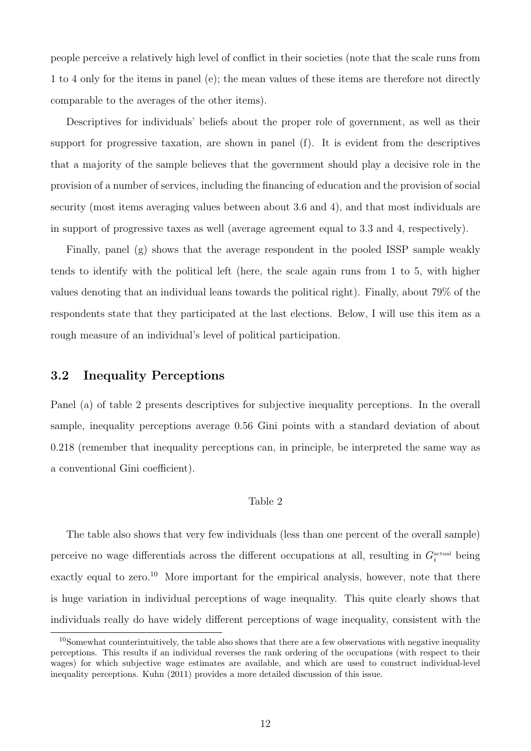people perceive a relatively high level of conflict in their societies (note that the scale runs from 1 to 4 only for the items in panel (e); the mean values of these items are therefore not directly comparable to the averages of the other items).

Descriptives for individuals' beliefs about the proper role of government, as well as their support for progressive taxation, are shown in panel (f). It is evident from the descriptives that a majority of the sample believes that the government should play a decisive role in the provision of a number of services, including the financing of education and the provision of social security (most items averaging values between about 3.6 and 4), and that most individuals are in support of progressive taxes as well (average agreement equal to 3.3 and 4, respectively).

Finally, panel (g) shows that the average respondent in the pooled ISSP sample weakly tends to identify with the political left (here, the scale again runs from 1 to 5, with higher values denoting that an individual leans towards the political right). Finally, about 79% of the respondents state that they participated at the last elections. Below, I will use this item as a rough measure of an individual's level of political participation.

## 3.2 Inequality Perceptions

Panel (a) of table 2 presents descriptives for subjective inequality perceptions. In the overall sample, inequality perceptions average 0.56 Gini points with a standard deviation of about 0.218 (remember that inequality perceptions can, in principle, be interpreted the same way as a conventional Gini coefficient).

Table 2

The table also shows that very few individuals (less than one percent of the overall sample) perceive no wage differentials across the different occupations at all, resulting in $G_i^{\text{actual}}$ being exactly equal to zero.[10] More important for the empirical analysis, however, note that there is huge variation in individual perceptions of wage inequality. This quite clearly shows that individuals really do have widely different perceptions of wage inequality, consistent with the

[10] Somewhat counterintuitively, the table also shows that there are a few observations with negative inequality perceptions. This results if an individual reverses the rank ordering of the occupations (with respect to their wages) for which subjective wage estimates are available, and which are used to construct individual-level inequality perceptions. Kuhn (2011) provides a more detailed discussion of this issue.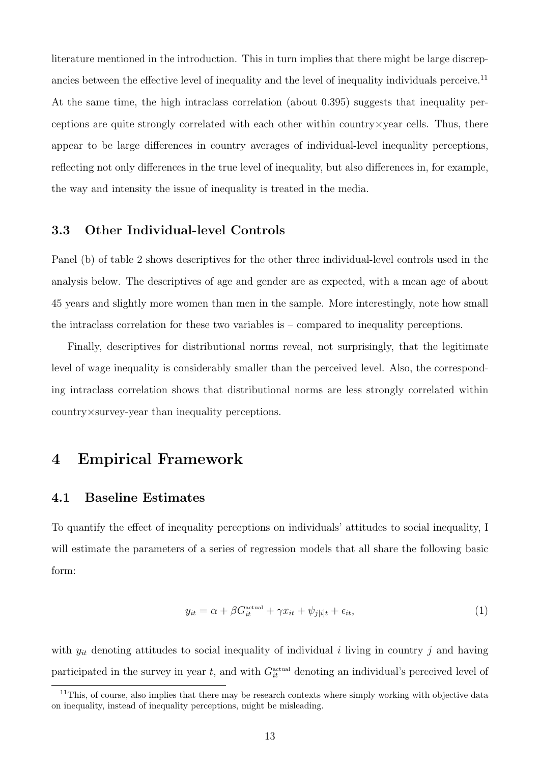literature mentioned in the introduction. This in turn implies that there might be large discrepancies between the effective level of inequality and the level of inequality individuals perceive.[11] At the same time, the high intraclass correlation (about 0.395) suggests that inequality perceptions are quite strongly correlated with each other within country×year cells. Thus, there appear to be large differences in country averages of individual-level inequality perceptions, reflecting not only differences in the true level of inequality, but also differences in, for example, the way and intensity the issue of inequality is treated in the media.

### 3.3 Other Individual-level Controls

Panel (b) of table 2 shows descriptives for the other three individual-level controls used in the analysis below. The descriptives of age and gender are as expected, with a mean age of about 45 years and slightly more women than men in the sample. More interestingly, note how small the intraclass correlation for these two variables is – compared to inequality perceptions.

Finally, descriptives for distributional norms reveal, not surprisingly, that the legitimate level of wage inequality is considerably smaller than the perceived level. Also, the corresponding intraclass correlation shows that distributional norms are less strongly correlated within country×survey-year than inequality perceptions.

## 4 Empirical Framework

### 4.1 Baseline Estimates

To quantify the effect of inequality perceptions on individuals' attitudes to social inequality, I will estimate the parameters of a series of regression models that all share the following basic form:

$$y_{it} = \alpha + \beta G_{it}^{\text{actual}} + \gamma x_{it} + \psi_{j[i]t} + \epsilon_{it}, \tag{1}$$

with $y_{it}$ denoting attitudes to social inequality of individual $i$ living in country $j$ and having participated in the survey in year $t$, and with $G_{it}^{\text{actual}}$ denoting an individual's perceived level of

[11] This, of course, also implies that there may be research contexts where simply working with objective data on inequality, instead of inequality perceptions, might be misleading.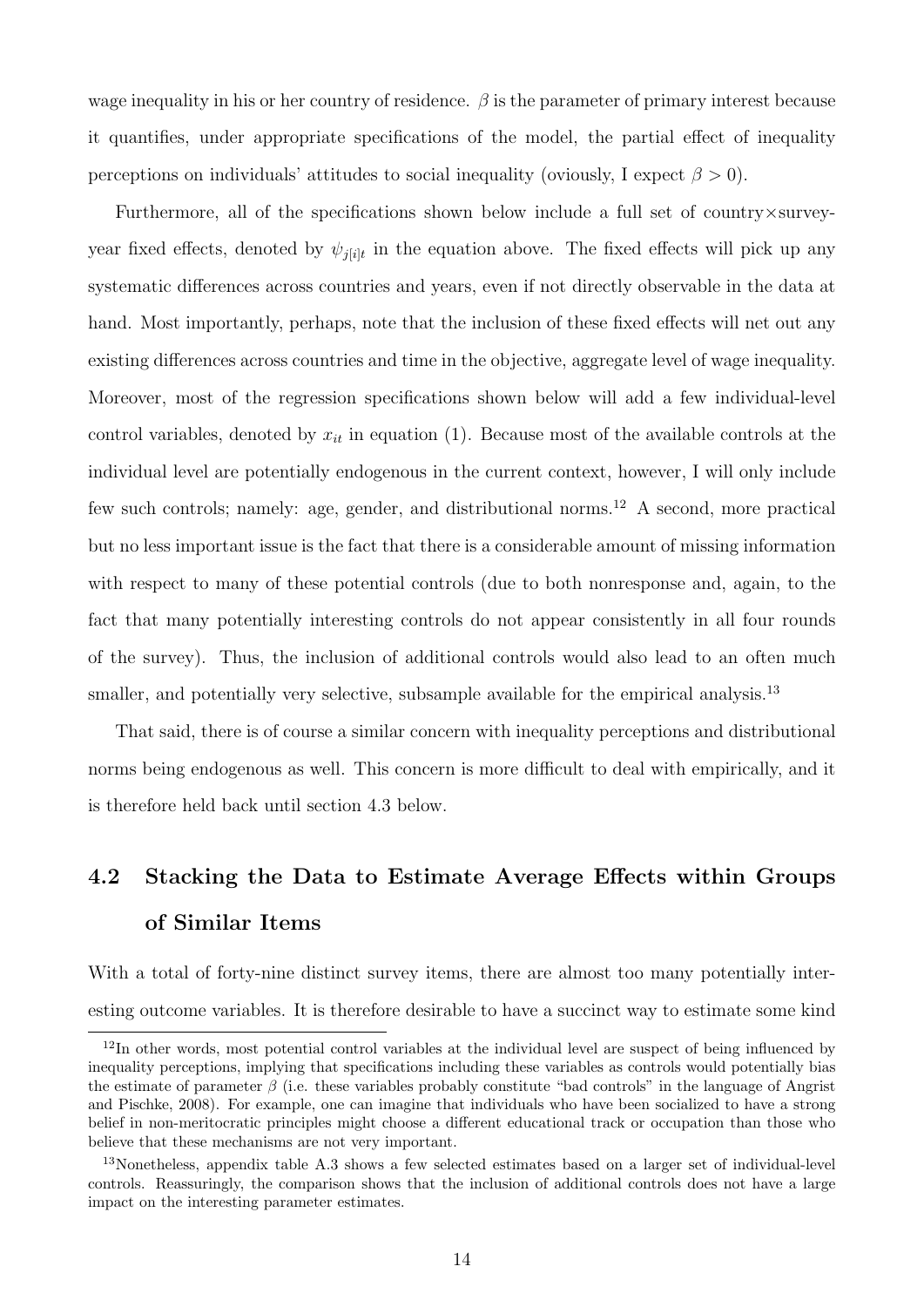wage inequality in his or her country of residence. $\beta$ is the parameter of primary interest because it quantifies, under appropriate specifications of the model, the partial effect of inequality perceptions on individuals' attitudes to social inequality (oviously, I expect $\beta > 0$).

Furthermore, all of the specifications shown below include a full set of country×survey-year fixed effects, denoted by $\psi_{j[i]t}$ in the equation above. The fixed effects will pick up any systematic differences across countries and years, even if not directly observable in the data at hand. Most importantly, perhaps, note that the inclusion of these fixed effects will net out any existing differences across countries and time in the objective, aggregate level of wage inequality. Moreover, most of the regression specifications shown below will add a few individual-level control variables, denoted by $x_{it}$ in equation (1). Because most of the available controls at the individual level are potentially endogenous in the current context, however, I will only include few such controls; namely: age, gender, and distributional norms.[12] A second, more practical but no less important issue is the fact that there is a considerable amount of missing information with respect to many of these potential controls (due to both nonresponse and, again, to the fact that many potentially interesting controls do not appear consistently in all four rounds of the survey). Thus, the inclusion of additional controls would also lead to an often much smaller, and potentially very selective, subsample available for the empirical analysis.[13]

That said, there is of course a similar concern with inequality perceptions and distributional norms being endogenous as well. This concern is more difficult to deal with empirically, and it is therefore held back until section 4.3 below.

## 4.2 Stacking the Data to Estimate Average Effects within Groups of Similar Items

With a total of forty-nine distinct survey items, there are almost too many potentially interesting outcome variables. It is therefore desirable to have a succinct way to estimate some kind

---

[12] In other words, most potential control variables at the individual level are suspect of being influenced by inequality perceptions, implying that specifications including these variables as controls would potentially bias the estimate of parameter $\beta$ (i.e. these variables probably constitute "bad controls" in the language of Angrist and Pischke, 2008). For example, one can imagine that individuals who have been socialized to have a strong belief in non-meritocratic principles might choose a different educational track or occupation than those who believe that these mechanisms are not very important.

[13] Nonetheless, appendix table A.3 shows a few selected estimates based on a larger set of individual-level controls. Reassuringly, the comparison shows that the inclusion of additional controls does not have a large impact on the interesting parameter estimates.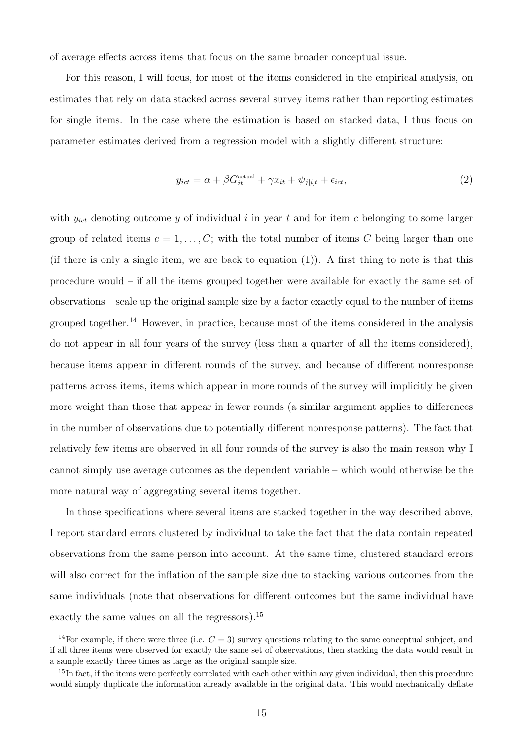of average effects across items that focus on the same broader conceptual issue.

For this reason, I will focus, for most of the items considered in the empirical analysis, on estimates that rely on data stacked across several survey items rather than reporting estimates for single items. In the case where the estimation is based on stacked data, I thus focus on parameter estimates derived from a regression model with a slightly different structure:

$$y_{ict} = \alpha + \beta G_{it}^{\text{actual}} + \gamma x_{it} + \psi_{j[i]t} + \epsilon_{ict}, \tag{2}$$

with $y_{ict}$ denoting outcome $y$ of individual $i$ in year $t$ and for item $c$ belonging to some larger group of related items $c = 1, \ldots, C$; with the total number of items $C$ being larger than one (if there is only a single item, we are back to equation (1)). A first thing to note is that this procedure would – if all the items grouped together were available for exactly the same set of observations – scale up the original sample size by a factor exactly equal to the number of items grouped together.[14] However, in practice, because most of the items considered in the analysis do not appear in all four years of the survey (less than a quarter of all the items considered), because items appear in different rounds of the survey, and because of different nonresponse patterns across items, items which appear in more rounds of the survey will implicitly be given more weight than those that appear in fewer rounds (a similar argument applies to differences in the number of observations due to potentially different nonresponse patterns). The fact that relatively few items are observed in all four rounds of the survey is also the main reason why I cannot simply use average outcomes as the dependent variable – which would otherwise be the more natural way of aggregating several items together.

In those specifications where several items are stacked together in the way described above, I report standard errors clustered by individual to take the fact that the data contain repeated observations from the same person into account. At the same time, clustered standard errors will also correct for the inflation of the sample size due to stacking various outcomes from the same individuals (note that observations for different outcomes but the same individual have exactly the same values on all the regressors).[15]

[14] For example, if there were three (i.e. $C = 3$) survey questions relating to the same conceptual subject, and if all three items were observed for exactly the same set of observations, then stacking the data would result in a sample exactly three times as large as the original sample size.

[15] In fact, if the items were perfectly correlated with each other within any given individual, then this procedure would simply duplicate the information already available in the original data. This would mechanically deflate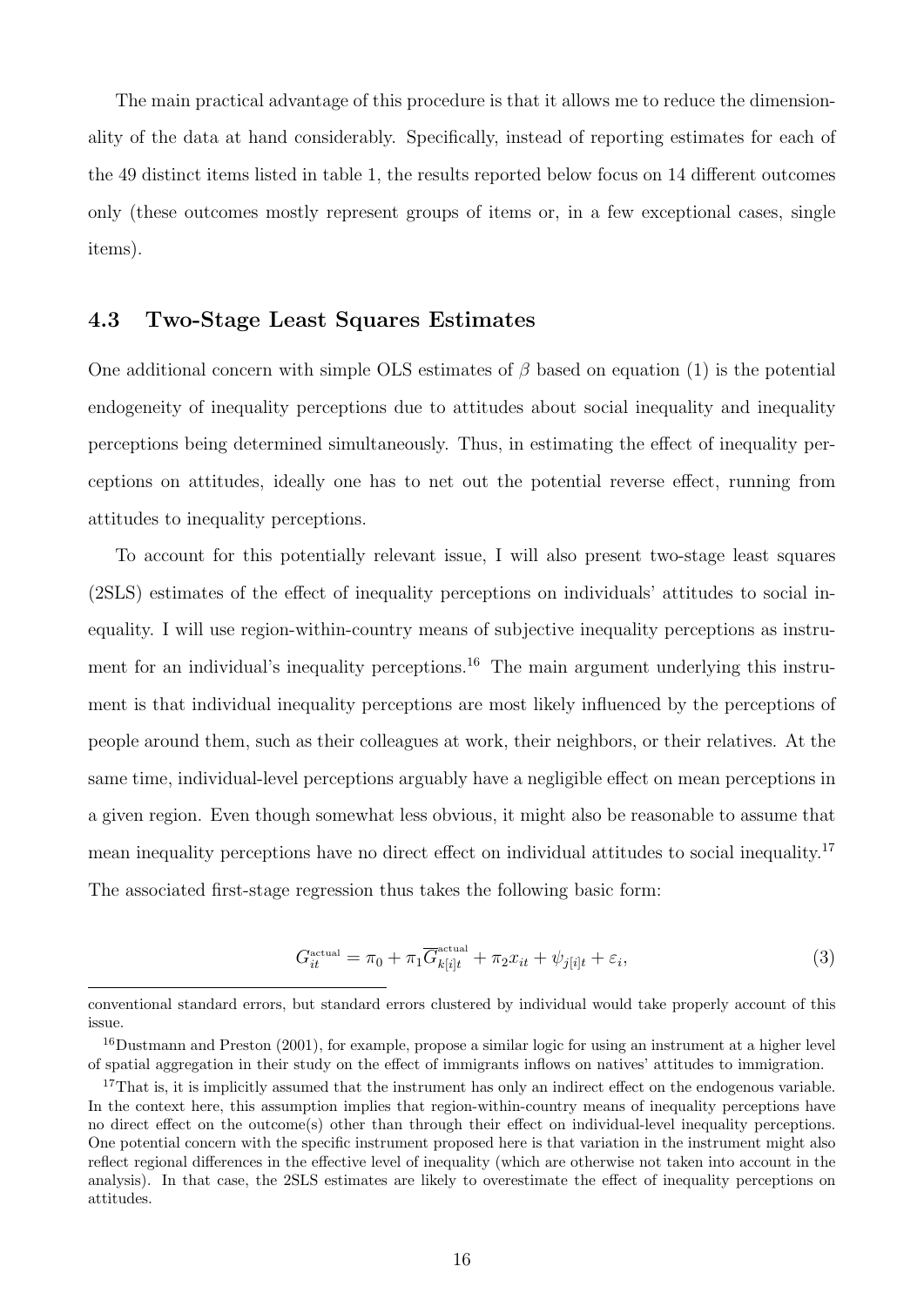The main practical advantage of this procedure is that it allows me to reduce the dimensionality of the data at hand considerably. Specifically, instead of reporting estimates for each of the 49 distinct items listed in table 1, the results reported below focus on 14 different outcomes only (these outcomes mostly represent groups of items or, in a few exceptional cases, single items).

### 4.3 Two-Stage Least Squares Estimates

One additional concern with simple OLS estimates of $\beta$ based on equation (1) is the potential endogeneity of inequality perceptions due to attitudes about social inequality and inequality perceptions being determined simultaneously. Thus, in estimating the effect of inequality perceptions on attitudes, ideally one has to net out the potential reverse effect, running from attitudes to inequality perceptions.

To account for this potentially relevant issue, I will also present two-stage least squares (2SLS) estimates of the effect of inequality perceptions on individuals' attitudes to social inequality. I will use region-within-country means of subjective inequality perceptions as instrument for an individual's inequality perceptions.[16] The main argument underlying this instrument is that individual inequality perceptions are most likely influenced by the perceptions of people around them, such as their colleagues at work, their neighbors, or their relatives. At the same time, individual-level perceptions arguably have a negligible effect on mean perceptions in a given region. Even though somewhat less obvious, it might also be reasonable to assume that mean inequality perceptions have no direct effect on individual attitudes to social inequality.[17] The associated first-stage regression thus takes the following basic form:

$$G_{it}^{\text{actual}} = \pi_0 + \pi_1 \overline{G}_{k[i]t}^{\text{actual}} + \pi_2 x_{it} + \psi_{j[i]t} + \varepsilon_i, \tag{3}$$

conventional standard errors, but standard errors clustered by individual would take properly account of this issue.

[16] Dustmann and Preston (2001), for example, propose a similar logic for using an instrument at a higher level of spatial aggregation in their study on the effect of immigrants inflows on natives' attitudes to immigration.

[17] That is, it is implicitly assumed that the instrument has only an indirect effect on the endogenous variable. In the context here, this assumption implies that region-within-country means of inequality perceptions have no direct effect on the outcome(s) other than through their effect on individual-level inequality perceptions. One potential concern with the specific instrument proposed here is that variation in the instrument might also reflect regional differences in the effective level of inequality (which are otherwise not taken into account in the analysis). In that case, the 2SLS estimates are likely to overestimate the effect of inequality perceptions on attitudes.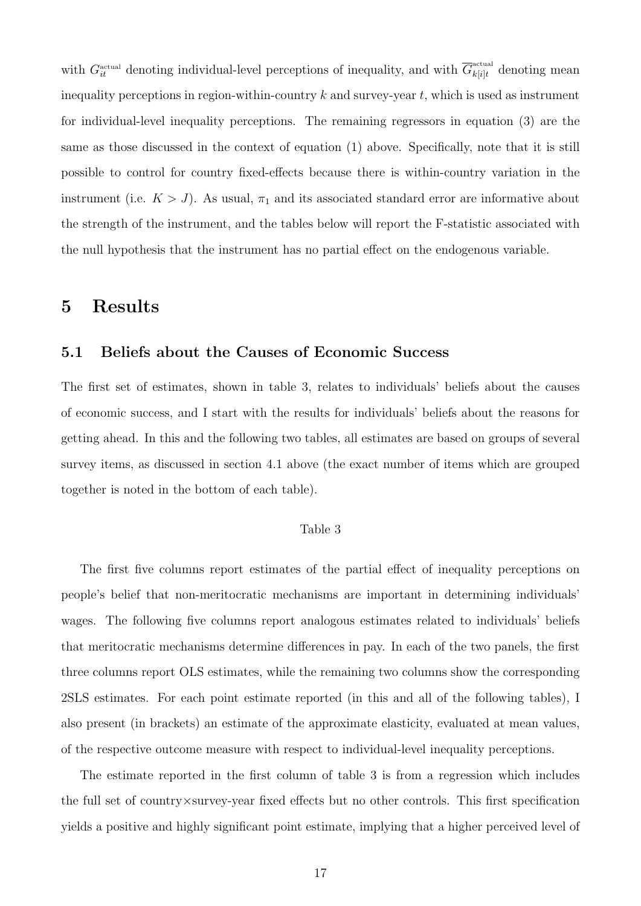with $G_{it}^{\text{actual}}$ denoting individual-level perceptions of inequality, and with $\overline{G}_{k[i]t}^{\text{actual}}$ denoting mean inequality perceptions in region-within-country $k$ and survey-year $t$, which is used as instrument for individual-level inequality perceptions. The remaining regressors in equation (3) are the same as those discussed in the context of equation (1) above. Specifically, note that it is still possible to control for country fixed-effects because there is within-country variation in the instrument (i.e. $K > J$). As usual, $\pi_1$ and its associated standard error are informative about the strength of the instrument, and the tables below will report the F-statistic associated with the null hypothesis that the instrument has no partial effect on the endogenous variable.

# 5 Results

## 5.1 Beliefs about the Causes of Economic Success

The first set of estimates, shown in table 3, relates to individuals' beliefs about the causes of economic success, and I start with the results for individuals' beliefs about the reasons for getting ahead. In this and the following two tables, all estimates are based on groups of several survey items, as discussed in section 4.1 above (the exact number of items which are grouped together is noted in the bottom of each table).

Table 3

The first five columns report estimates of the partial effect of inequality perceptions on people's belief that non-meritocratic mechanisms are important in determining individuals' wages. The following five columns report analogous estimates related to individuals' beliefs that meritocratic mechanisms determine differences in pay. In each of the two panels, the first three columns report OLS estimates, while the remaining two columns show the corresponding 2SLS estimates. For each point estimate reported (in this and all of the following tables), I also present (in brackets) an estimate of the approximate elasticity, evaluated at mean values, of the respective outcome measure with respect to individual-level inequality perceptions.

The estimate reported in the first column of table 3 is from a regression which includes the full set of country×survey-year fixed effects but no other controls. This first specification yields a positive and highly significant point estimate, implying that a higher perceived level of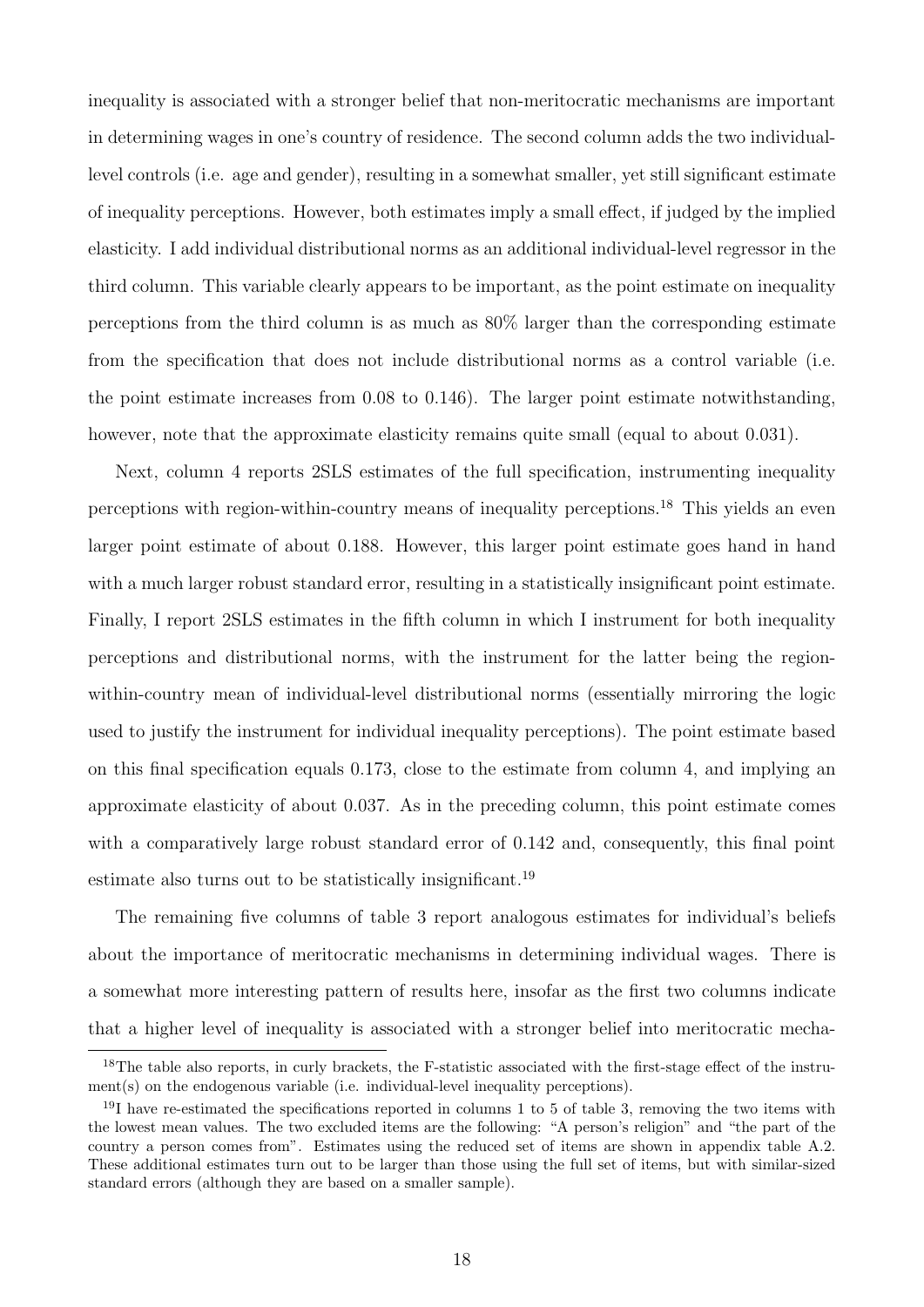inequality is associated with a stronger belief that non-meritocratic mechanisms are important in determining wages in one's country of residence. The second column adds the two individual-level controls (i.e. age and gender), resulting in a somewhat smaller, yet still significant estimate of inequality perceptions. However, both estimates imply a small effect, if judged by the implied elasticity. I add individual distributional norms as an additional individual-level regressor in the third column. This variable clearly appears to be important, as the point estimate on inequality perceptions from the third column is as much as 80% larger than the corresponding estimate from the specification that does not include distributional norms as a control variable (i.e. the point estimate increases from 0.08 to 0.146). The larger point estimate notwithstanding, however, note that the approximate elasticity remains quite small (equal to about 0.031).

Next, column 4 reports 2SLS estimates of the full specification, instrumenting inequality perceptions with region-within-country means of inequality perceptions.[18] This yields an even larger point estimate of about 0.188. However, this larger point estimate goes hand in hand with a much larger robust standard error, resulting in a statistically insignificant point estimate. Finally, I report 2SLS estimates in the fifth column in which I instrument for both inequality perceptions and distributional norms, with the instrument for the latter being the region-within-country mean of individual-level distributional norms (essentially mirroring the logic used to justify the instrument for individual inequality perceptions). The point estimate based on this final specification equals 0.173, close to the estimate from column 4, and implying an approximate elasticity of about 0.037. As in the preceding column, this point estimate comes with a comparatively large robust standard error of 0.142 and, consequently, this final point estimate also turns out to be statistically insignificant.[19]

The remaining five columns of table 3 report analogous estimates for individual's beliefs about the importance of meritocratic mechanisms in determining individual wages. There is a somewhat more interesting pattern of results here, insofar as the first two columns indicate that a higher level of inequality is associated with a stronger belief into meritocratic mecha-

[18] The table also reports, in curly brackets, the F-statistic associated with the first-stage effect of the instrument(s) on the endogenous variable (i.e. individual-level inequality perceptions).

[19] I have re-estimated the specifications reported in columns 1 to 5 of table 3, removing the two items with the lowest mean values. The two excluded items are the following: "A person's religion" and "the part of the country a person comes from". Estimates using the reduced set of items are shown in appendix table A.2. These additional estimates turn out to be larger than those using the full set of items, but with similar-sized standard errors (although they are based on a smaller sample).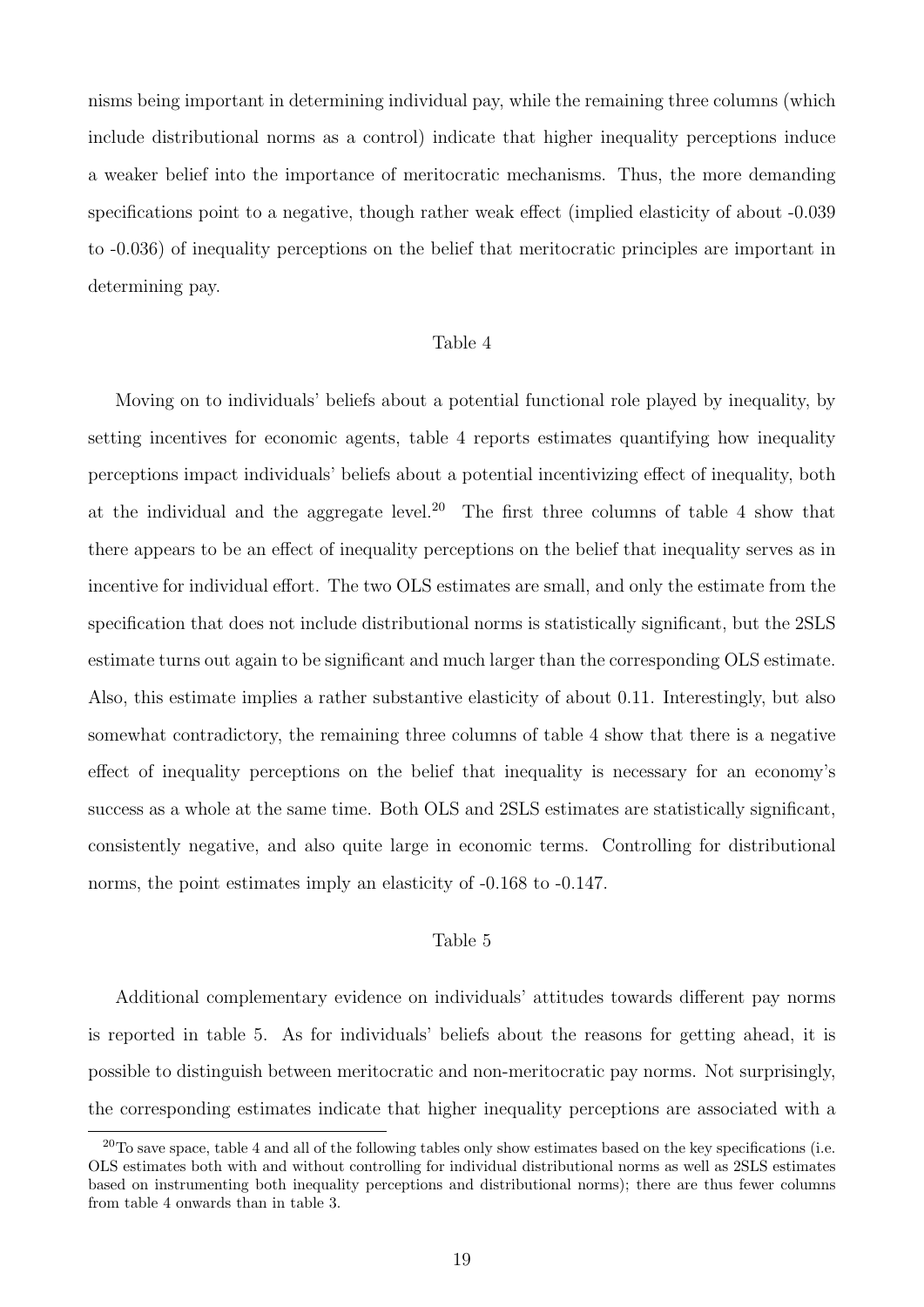nisms being important in determining individual pay, while the remaining three columns (which include distributional norms as a control) indicate that higher inequality perceptions induce a weaker belief into the importance of meritocratic mechanisms. Thus, the more demanding specifications point to a negative, though rather weak effect (implied elasticity of about -0.039 to -0.036) of inequality perceptions on the belief that meritocratic principles are important in determining pay.

Table 4

Moving on to individuals' beliefs about a potential functional role played by inequality, by setting incentives for economic agents, table 4 reports estimates quantifying how inequality perceptions impact individuals' beliefs about a potential incentivizing effect of inequality, both at the individual and the aggregate level.[20] The first three columns of table 4 show that there appears to be an effect of inequality perceptions on the belief that inequality serves as in incentive for individual effort. The two OLS estimates are small, and only the estimate from the specification that does not include distributional norms is statistically significant, but the 2SLS estimate turns out again to be significant and much larger than the corresponding OLS estimate. Also, this estimate implies a rather substantive elasticity of about 0.11. Interestingly, but also somewhat contradictory, the remaining three columns of table 4 show that there is a negative effect of inequality perceptions on the belief that inequality is necessary for an economy's success as a whole at the same time. Both OLS and 2SLS estimates are statistically significant, consistently negative, and also quite large in economic terms. Controlling for distributional norms, the point estimates imply an elasticity of -0.168 to -0.147.

Table 5

Additional complementary evidence on individuals' attitudes towards different pay norms is reported in table 5. As for individuals' beliefs about the reasons for getting ahead, it is possible to distinguish between meritocratic and non-meritocratic pay norms. Not surprisingly, the corresponding estimates indicate that higher inequality perceptions are associated with a

[20] To save space, table 4 and all of the following tables only show estimates based on the key specifications (i.e. OLS estimates both with and without controlling for individual distributional norms as well as 2SLS estimates based on instrumenting both inequality perceptions and distributional norms); there are thus fewer columns from table 4 onwards than in table 3.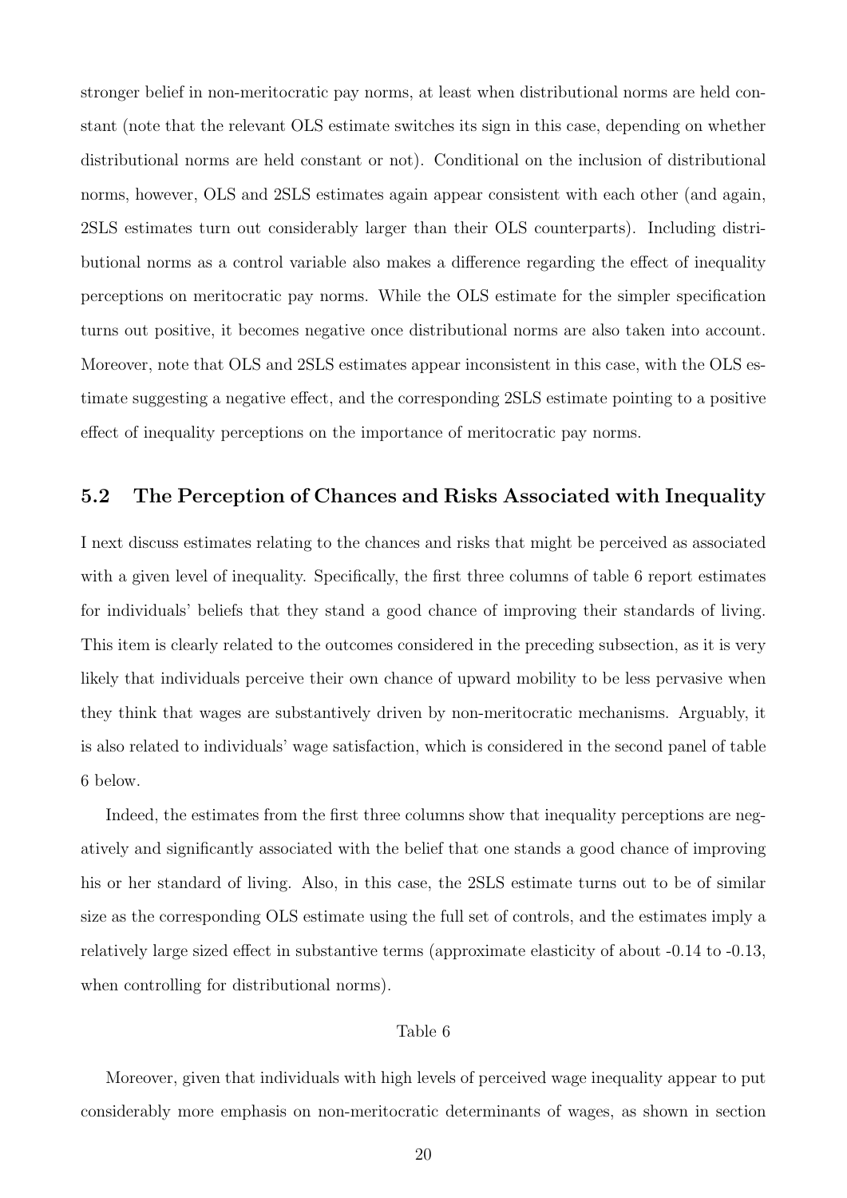stronger belief in non-meritocratic pay norms, at least when distributional norms are held constant (note that the relevant OLS estimate switches its sign in this case, depending on whether distributional norms are held constant or not). Conditional on the inclusion of distributional norms, however, OLS and 2SLS estimates again appear consistent with each other (and again, 2SLS estimates turn out considerably larger than their OLS counterparts). Including distributional norms as a control variable also makes a difference regarding the effect of inequality perceptions on meritocratic pay norms. While the OLS estimate for the simpler specification turns out positive, it becomes negative once distributional norms are also taken into account. Moreover, note that OLS and 2SLS estimates appear inconsistent in this case, with the OLS estimate suggesting a negative effect, and the corresponding 2SLS estimate pointing to a positive effect of inequality perceptions on the importance of meritocratic pay norms.

### 5.2 The Perception of Chances and Risks Associated with Inequality

I next discuss estimates relating to the chances and risks that might be perceived as associated with a given level of inequality. Specifically, the first three columns of table 6 report estimates for individuals' beliefs that they stand a good chance of improving their standards of living. This item is clearly related to the outcomes considered in the preceding subsection, as it is very likely that individuals perceive their own chance of upward mobility to be less pervasive when they think that wages are substantively driven by non-meritocratic mechanisms. Arguably, it is also related to individuals' wage satisfaction, which is considered in the second panel of table 6 below.

Indeed, the estimates from the first three columns show that inequality perceptions are negatively and significantly associated with the belief that one stands a good chance of improving his or her standard of living. Also, in this case, the 2SLS estimate turns out to be of similar size as the corresponding OLS estimate using the full set of controls, and the estimates imply a relatively large sized effect in substantive terms (approximate elasticity of about -0.14 to -0.13, when controlling for distributional norms).

Table 6

Moreover, given that individuals with high levels of perceived wage inequality appear to put considerably more emphasis on non-meritocratic determinants of wages, as shown in section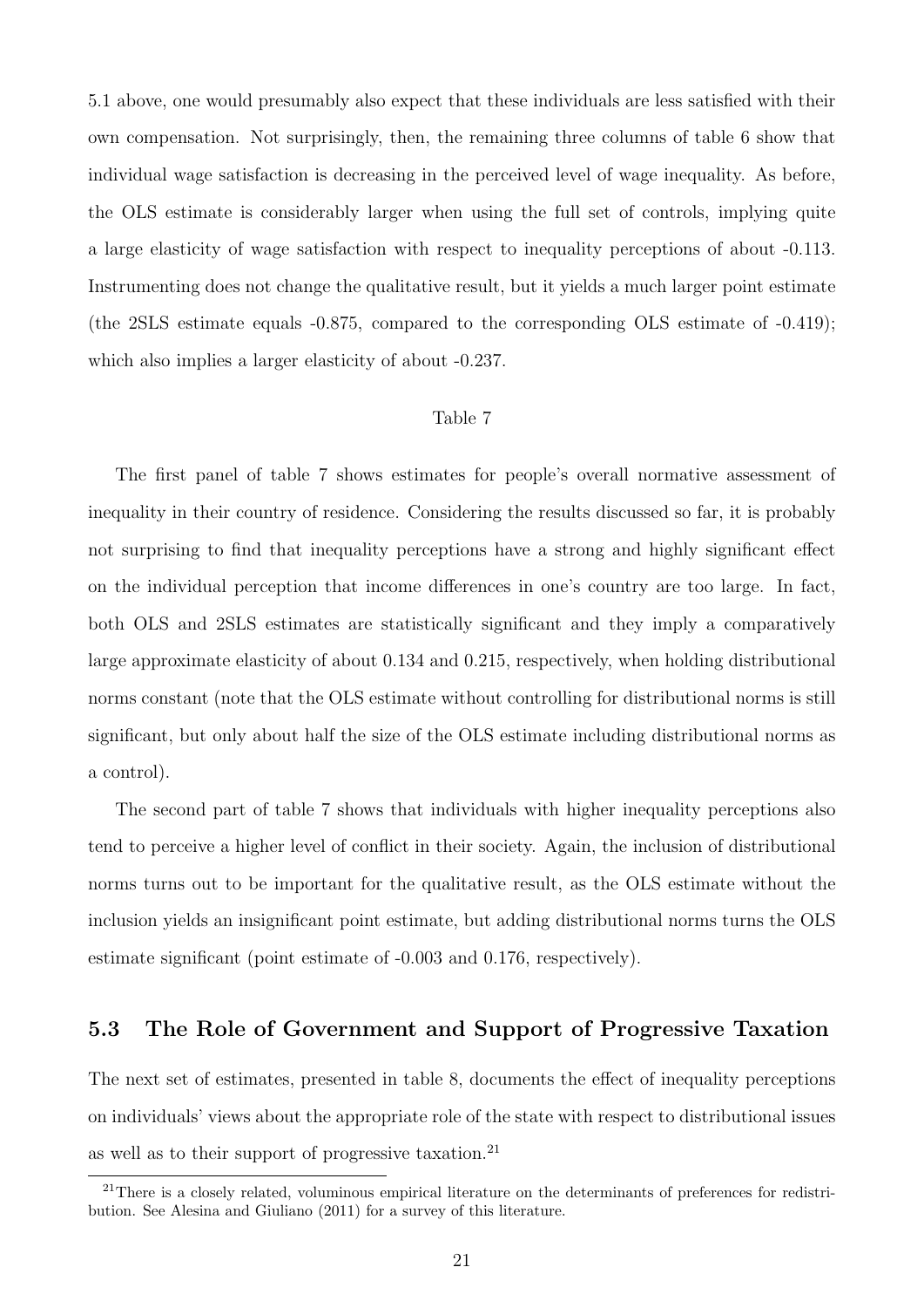5.1 above, one would presumably also expect that these individuals are less satisfied with their own compensation. Not surprisingly, then, the remaining three columns of table 6 show that individual wage satisfaction is decreasing in the perceived level of wage inequality. As before, the OLS estimate is considerably larger when using the full set of controls, implying quite a large elasticity of wage satisfaction with respect to inequality perceptions of about -0.113. Instrumenting does not change the qualitative result, but it yields a much larger point estimate (the 2SLS estimate equals -0.875, compared to the corresponding OLS estimate of -0.419); which also implies a larger elasticity of about -0.237.

Table 7

The first panel of table 7 shows estimates for people's overall normative assessment of inequality in their country of residence. Considering the results discussed so far, it is probably not surprising to find that inequality perceptions have a strong and highly significant effect on the individual perception that income differences in one's country are too large. In fact, both OLS and 2SLS estimates are statistically significant and they imply a comparatively large approximate elasticity of about 0.134 and 0.215, respectively, when holding distributional norms constant (note that the OLS estimate without controlling for distributional norms is still significant, but only about half the size of the OLS estimate including distributional norms as a control).

The second part of table 7 shows that individuals with higher inequality perceptions also tend to perceive a higher level of conflict in their society. Again, the inclusion of distributional norms turns out to be important for the qualitative result, as the OLS estimate without the inclusion yields an insignificant point estimate, but adding distributional norms turns the OLS estimate significant (point estimate of -0.003 and 0.176, respectively).

## 5.3 The Role of Government and Support of Progressive Taxation

The next set of estimates, presented in table 8, documents the effect of inequality perceptions on individuals' views about the appropriate role of the state with respect to distributional issues as well as to their support of progressive taxation.[21]

[21] There is a closely related, voluminous empirical literature on the determinants of preferences for redistribution. See Alesina and Giuliano (2011) for a survey of this literature.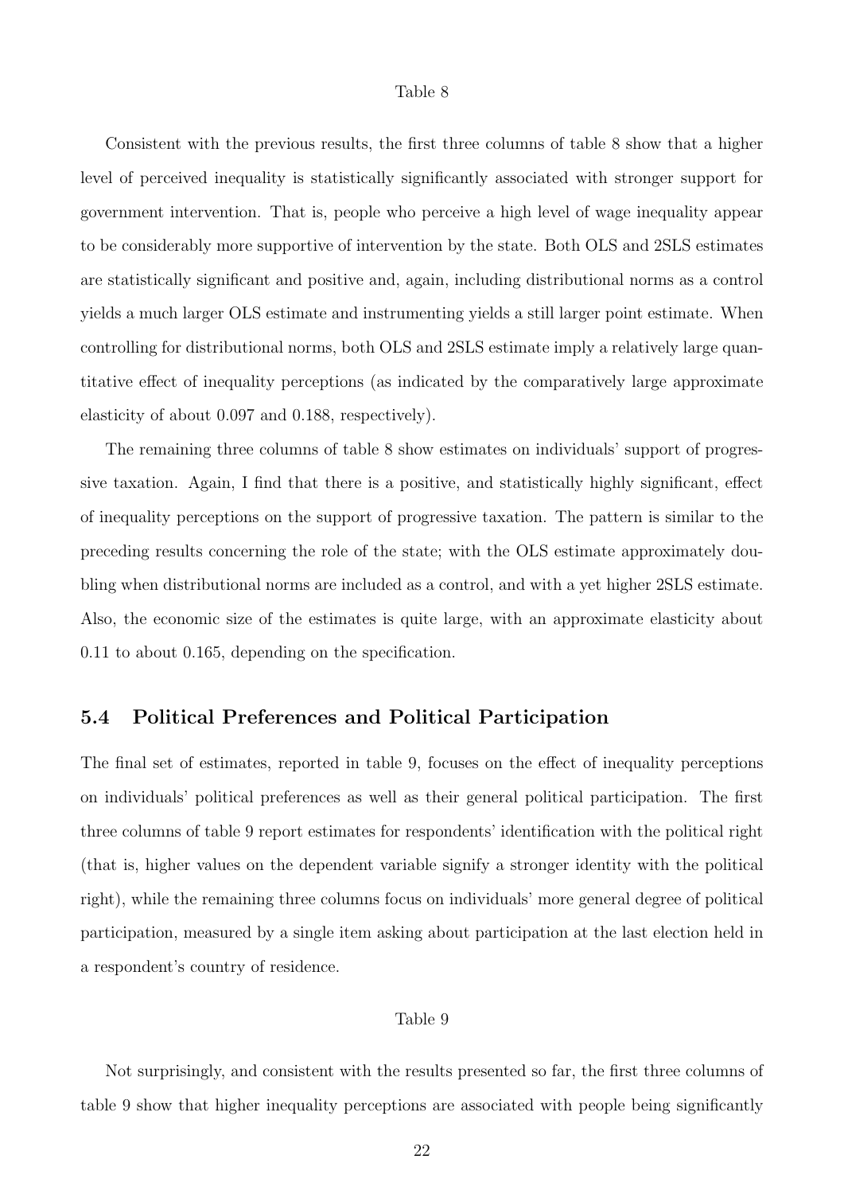Table 8

Consistent with the previous results, the first three columns of table 8 show that a higher level of perceived inequality is statistically significantly associated with stronger support for government intervention. That is, people who perceive a high level of wage inequality appear to be considerably more supportive of intervention by the state. Both OLS and 2SLS estimates are statistically significant and positive and, again, including distributional norms as a control yields a much larger OLS estimate and instrumenting yields a still larger point estimate. When controlling for distributional norms, both OLS and 2SLS estimate imply a relatively large quantitative effect of inequality perceptions (as indicated by the comparatively large approximate elasticity of about 0.097 and 0.188, respectively).

The remaining three columns of table 8 show estimates on individuals' support of progressive taxation. Again, I find that there is a positive, and statistically highly significant, effect of inequality perceptions on the support of progressive taxation. The pattern is similar to the preceding results concerning the role of the state; with the OLS estimate approximately doubling when distributional norms are included as a control, and with a yet higher 2SLS estimate. Also, the economic size of the estimates is quite large, with an approximate elasticity about 0.11 to about 0.165, depending on the specification.

## 5.4 Political Preferences and Political Participation

The final set of estimates, reported in table 9, focuses on the effect of inequality perceptions on individuals' political preferences as well as their general political participation. The first three columns of table 9 report estimates for respondents' identification with the political right (that is, higher values on the dependent variable signify a stronger identity with the political right), while the remaining three columns focus on individuals' more general degree of political participation, measured by a single item asking about participation at the last election held in a respondent's country of residence.

Table 9

Not surprisingly, and consistent with the results presented so far, the first three columns of table 9 show that higher inequality perceptions are associated with people being significantly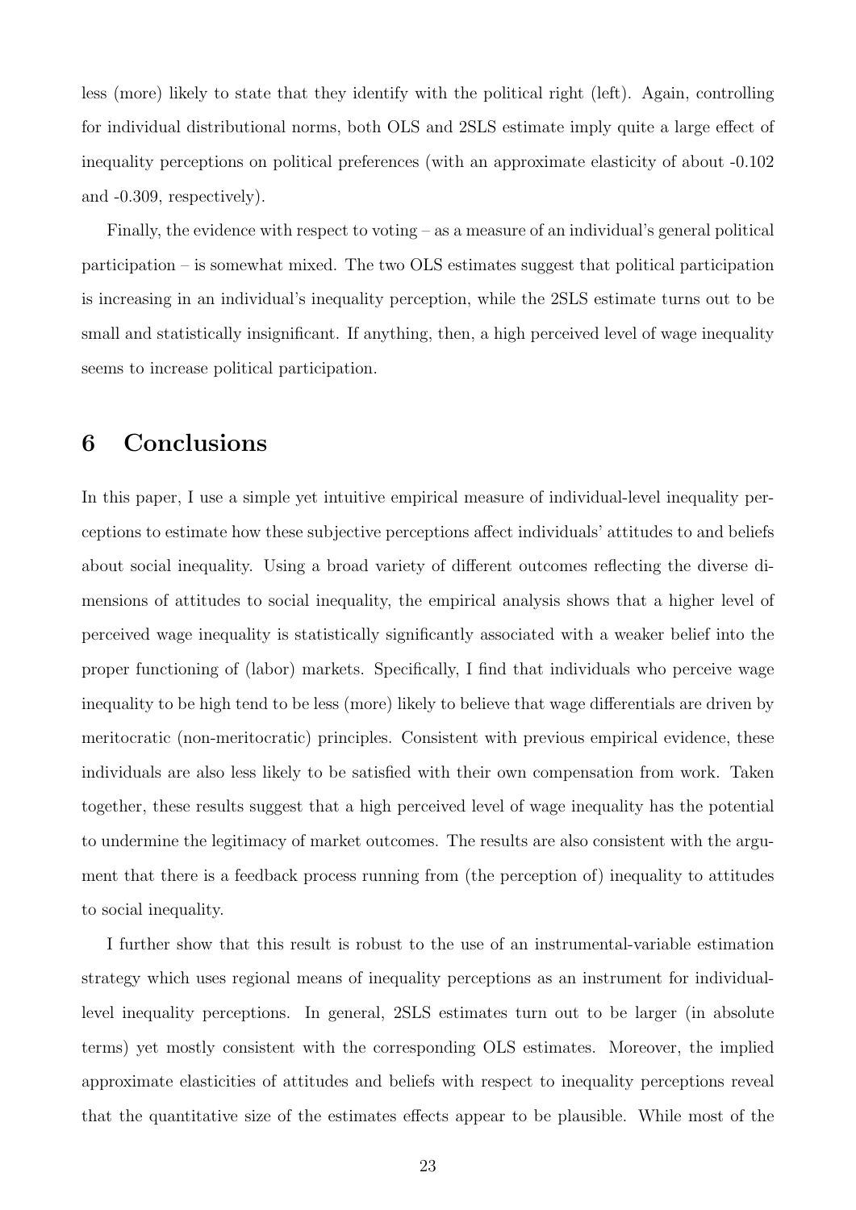less (more) likely to state that they identify with the political right (left). Again, controlling for individual distributional norms, both OLS and 2SLS estimate imply quite a large effect of inequality perceptions on political preferences (with an approximate elasticity of about -0.102 and -0.309, respectively).

Finally, the evidence with respect to voting – as a measure of an individual's general political participation – is somewhat mixed. The two OLS estimates suggest that political participation is increasing in an individual's inequality perception, while the 2SLS estimate turns out to be small and statistically insignificant. If anything, then, a high perceived level of wage inequality seems to increase political participation.

# 6 Conclusions

In this paper, I use a simple yet intuitive empirical measure of individual-level inequality perceptions to estimate how these subjective perceptions affect individuals' attitudes to and beliefs about social inequality. Using a broad variety of different outcomes reflecting the diverse dimensions of attitudes to social inequality, the empirical analysis shows that a higher level of perceived wage inequality is statistically significantly associated with a weaker belief into the proper functioning of (labor) markets. Specifically, I find that individuals who perceive wage inequality to be high tend to be less (more) likely to believe that wage differentials are driven by meritocratic (non-meritocratic) principles. Consistent with previous empirical evidence, these individuals are also less likely to be satisfied with their own compensation from work. Taken together, these results suggest that a high perceived level of wage inequality has the potential to undermine the legitimacy of market outcomes. The results are also consistent with the argument that there is a feedback process running from (the perception of) inequality to attitudes to social inequality.

I further show that this result is robust to the use of an instrumental-variable estimation strategy which uses regional means of inequality perceptions as an instrument for individual-level inequality perceptions. In general, 2SLS estimates turn out to be larger (in absolute terms) yet mostly consistent with the corresponding OLS estimates. Moreover, the implied approximate elasticities of attitudes and beliefs with respect to inequality perceptions reveal that the quantitative size of the estimates effects appear to be plausible. While most of the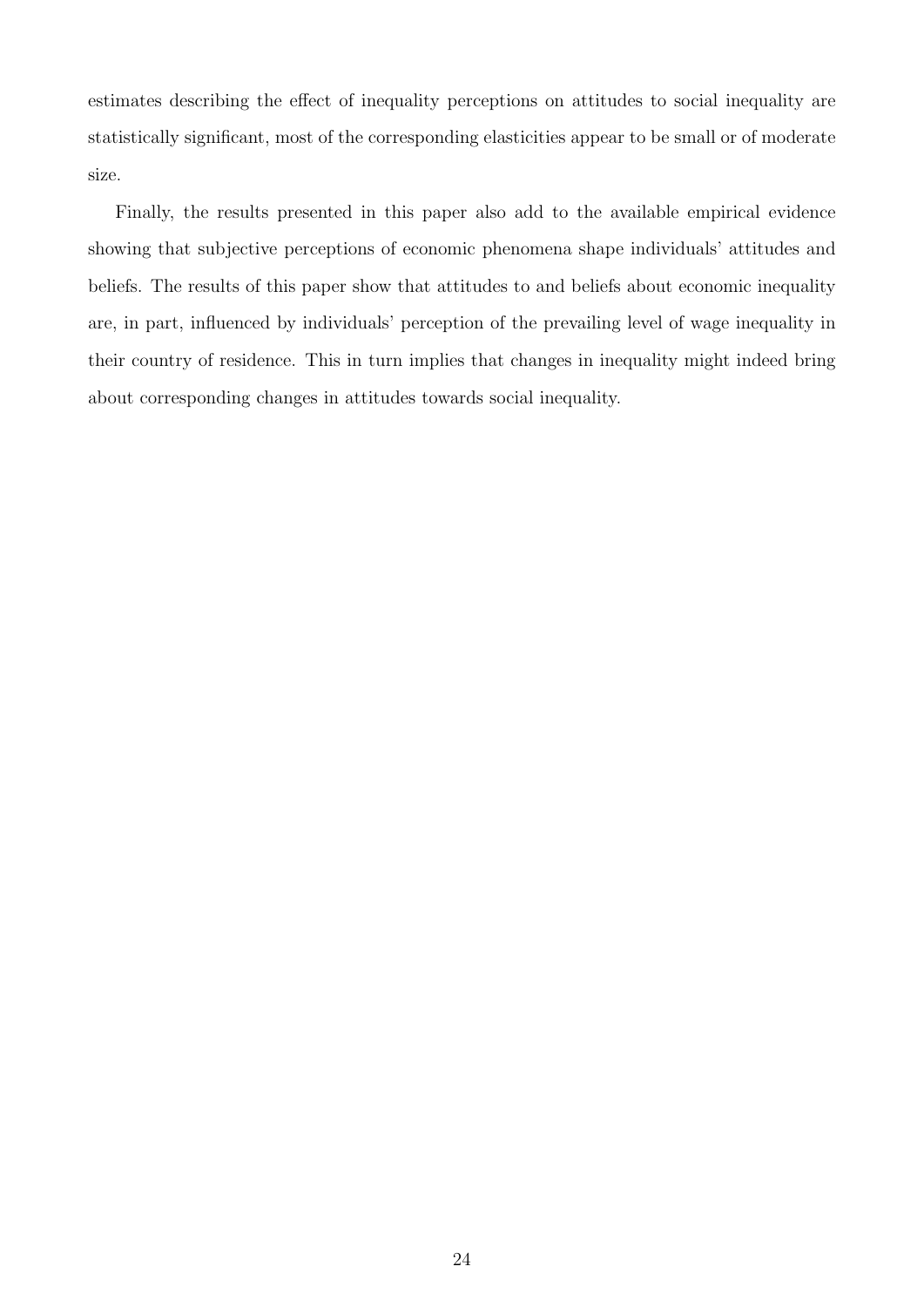estimates describing the effect of inequality perceptions on attitudes to social inequality are statistically significant, most of the corresponding elasticities appear to be small or of moderate size.

Finally, the results presented in this paper also add to the available empirical evidence showing that subjective perceptions of economic phenomena shape individuals' attitudes and beliefs. The results of this paper show that attitudes to and beliefs about economic inequality are, in part, influenced by individuals' perception of the prevailing level of wage inequality in their country of residence. This in turn implies that changes in inequality might indeed bring about corresponding changes in attitudes towards social inequality.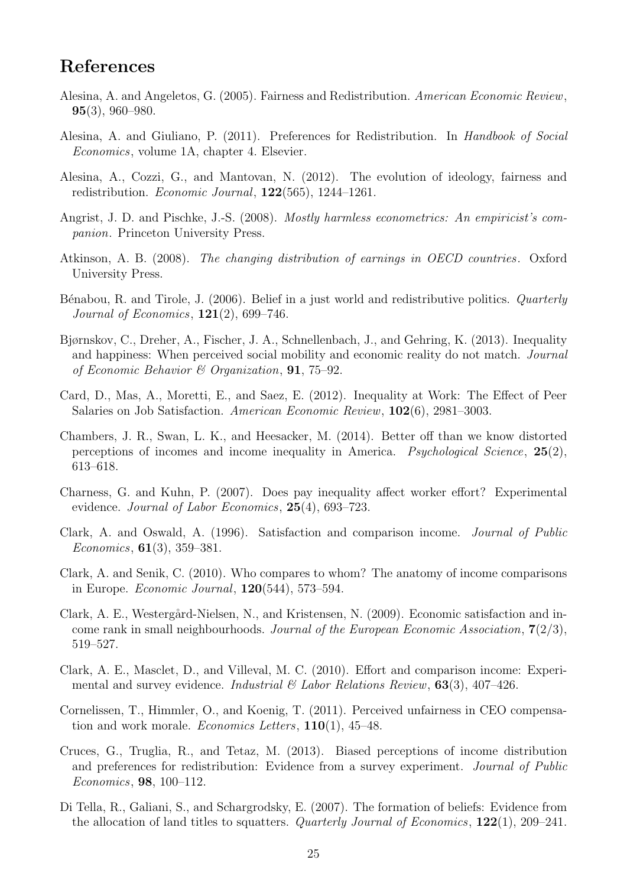# References

Alesina, A. and Angeletos, G. (2005). Fairness and Redistribution. *American Economic Review*, **95**(3), 960–980.

Alesina, A. and Giuliano, P. (2011). Preferences for Redistribution. In *Handbook of Social Economics*, volume 1A, chapter 4. Elsevier.

Alesina, A., Cozzi, G., and Mantovan, N. (2012). The evolution of ideology, fairness and redistribution. *Economic Journal*, **122**(565), 1244–1261.

Angrist, J. D. and Pischke, J.-S. (2008). *Mostly harmless econometrics: An empiricist's companion*. Princeton University Press.

Atkinson, A. B. (2008). *The changing distribution of earnings in OECD countries*. Oxford University Press.

Bénabou, R. and Tirole, J. (2006). Belief in a just world and redistributive politics. *Quarterly Journal of Economics*, **121**(2), 699–746.

Bjørnskov, C., Dreher, A., Fischer, J. A., Schnellenbach, J., and Gehring, K. (2013). Inequality and happiness: When perceived social mobility and economic reality do not match. *Journal of Economic Behavior & Organization*, **91**, 75–92.

Card, D., Mas, A., Moretti, E., and Saez, E. (2012). Inequality at Work: The Effect of Peer Salaries on Job Satisfaction. *American Economic Review*, **102**(6), 2981–3003.

Chambers, J. R., Swan, L. K., and Heesacker, M. (2014). Better off than we know distorted perceptions of incomes and income inequality in America. *Psychological Science*, **25**(2), 613–618.

Charness, G. and Kuhn, P. (2007). Does pay inequality affect worker effort? Experimental evidence. *Journal of Labor Economics*, **25**(4), 693–723.

Clark, A. and Oswald, A. (1996). Satisfaction and comparison income. *Journal of Public Economics*, **61**(3), 359–381.

Clark, A. and Senik, C. (2010). Who compares to whom? The anatomy of income comparisons in Europe. *Economic Journal*, **120**(544), 573–594.

Clark, A. E., Westergård-Nielsen, N., and Kristensen, N. (2009). Economic satisfaction and income rank in small neighbourhoods. *Journal of the European Economic Association*, **7**(2/3), 519–527.

Clark, A. E., Masclet, D., and Villeval, M. C. (2010). Effort and comparison income: Experimental and survey evidence. *Industrial & Labor Relations Review*, **63**(3), 407–426.

Cornelissen, T., Himmler, O., and Koenig, T. (2011). Perceived unfairness in CEO compensation and work morale. *Economics Letters*, **110**(1), 45–48.

Cruces, G., Truglia, R., and Tetaz, M. (2013). Biased perceptions of income distribution and preferences for redistribution: Evidence from a survey experiment. *Journal of Public Economics*, **98**, 100–112.

Di Tella, R., Galiani, S., and Schargrodsky, E. (2007). The formation of beliefs: Evidence from the allocation of land titles to squatters. *Quarterly Journal of Economics*, **122**(1), 209–241.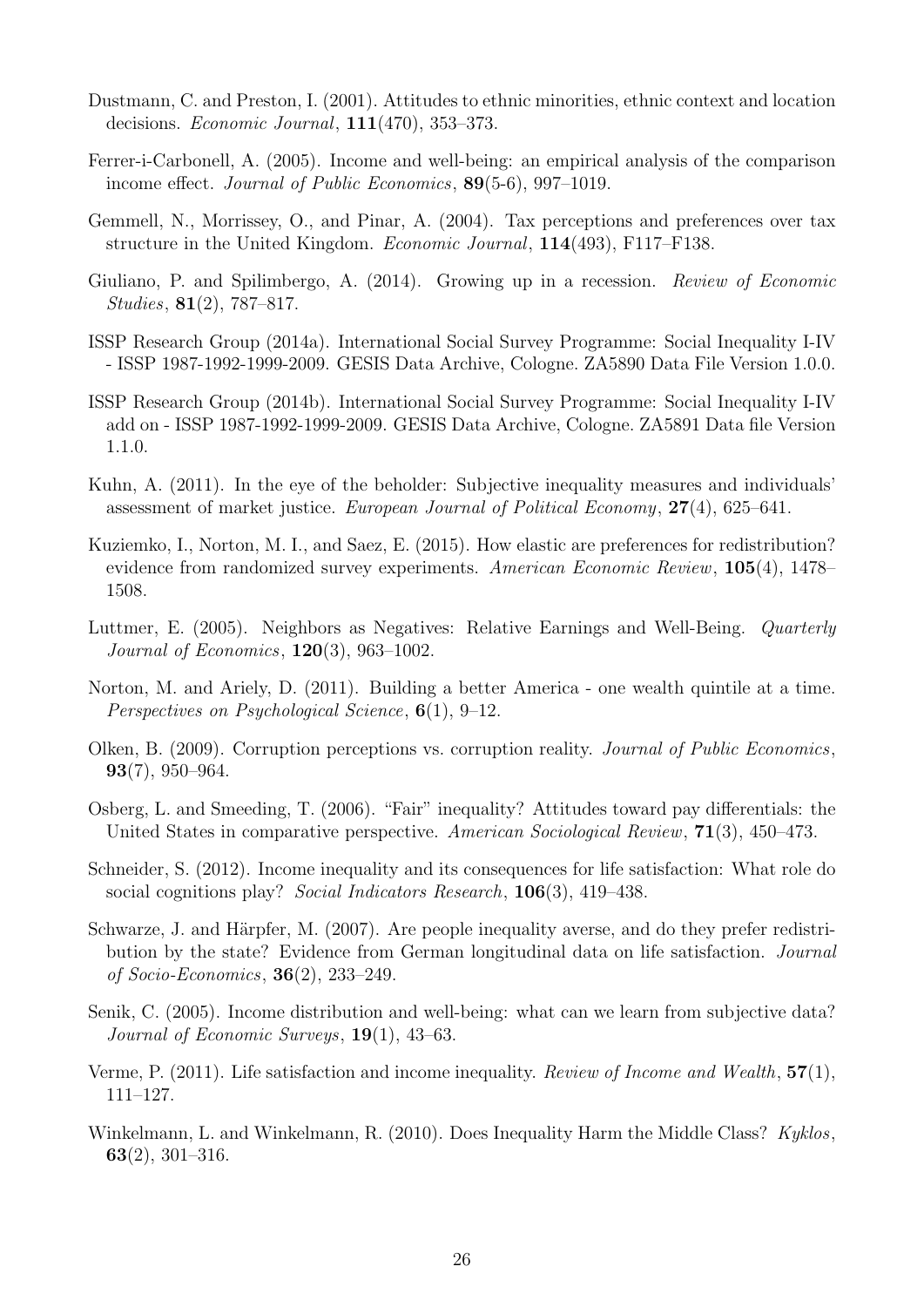Dustmann, C. and Preston, I. (2001). Attitudes to ethnic minorities, ethnic context and location decisions. *Economic Journal*, **111**(470), 353–373.

Ferrer-i-Carbonell, A. (2005). Income and well-being: an empirical analysis of the comparison income effect. *Journal of Public Economics*, **89**(5-6), 997–1019.

Gemmell, N., Morrissey, O., and Pinar, A. (2004). Tax perceptions and preferences over tax structure in the United Kingdom. *Economic Journal*, **114**(493), F117–F138.

Giuliano, P. and Spilimbergo, A. (2014). Growing up in a recession. *Review of Economic Studies*, **81**(2), 787–817.

ISSP Research Group (2014a). International Social Survey Programme: Social Inequality I-IV - ISSP 1987-1992-1999-2009. GESIS Data Archive, Cologne. ZA5890 Data File Version 1.0.0.

ISSP Research Group (2014b). International Social Survey Programme: Social Inequality I-IV add on - ISSP 1987-1992-1999-2009. GESIS Data Archive, Cologne. ZA5891 Data file Version 1.1.0.

Kuhn, A. (2011). In the eye of the beholder: Subjective inequality measures and individuals' assessment of market justice. *European Journal of Political Economy*, **27**(4), 625–641.

Kuziemko, I., Norton, M. I., and Saez, E. (2015). How elastic are preferences for redistribution? evidence from randomized survey experiments. *American Economic Review*, **105**(4), 1478–1508.

Luttmer, E. (2005). Neighbors as Negatives: Relative Earnings and Well-Being. *Quarterly Journal of Economics*, **120**(3), 963–1002.

Norton, M. and Ariely, D. (2011). Building a better America - one wealth quintile at a time. *Perspectives on Psychological Science*, **6**(1), 9–12.

Olken, B. (2009). Corruption perceptions vs. corruption reality. *Journal of Public Economics*, **93**(7), 950–964.

Osberg, L. and Smeeding, T. (2006). "Fair" inequality? Attitudes toward pay differentials: the United States in comparative perspective. *American Sociological Review*, **71**(3), 450–473.

Schneider, S. (2012). Income inequality and its consequences for life satisfaction: What role do social cognitions play? *Social Indicators Research*, **106**(3), 419–438.

Schwarze, J. and Härpfer, M. (2007). Are people inequality averse, and do they prefer redistribution by the state? Evidence from German longitudinal data on life satisfaction. *Journal of Socio-Economics*, **36**(2), 233–249.

Senik, C. (2005). Income distribution and well-being: what can we learn from subjective data? *Journal of Economic Surveys*, **19**(1), 43–63.

Verme, P. (2011). Life satisfaction and income inequality. *Review of Income and Wealth*, **57**(1), 111–127.

Winkelmann, L. and Winkelmann, R. (2010). Does Inequality Harm the Middle Class? *Kyklos*, **63**(2), 301–316.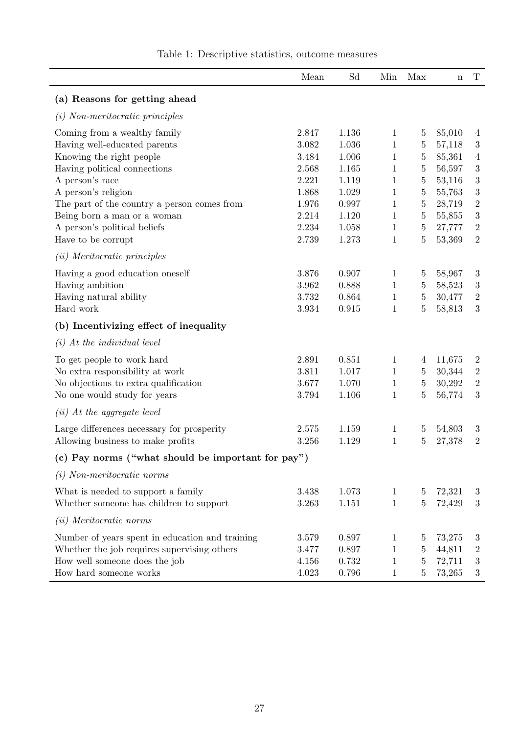Table 1: Descriptive statistics, outcome measures

| | Mean | Sd | Min | Max | n | T |
|---|---|---|---|---|---|---|
| **(a) Reasons for getting ahead** | | | | | | |
| *(i) Non-meritocratic principles* | | | | | | |
| Coming from a wealthy family | 2.847 | 1.136 | 1 | 5 | 85,010 | 4 |
| Having well-educated parents | 3.082 | 1.036 | 1 | 5 | 57,118 | 3 |
| Knowing the right people | 3.484 | 1.006 | 1 | 5 | 85,361 | 4 |
| Having political connections | 2.568 | 1.165 | 1 | 5 | 56,597 | 3 |
| A person's race | 2.221 | 1.119 | 1 | 5 | 53,116 | 3 |
| A person's religion | 1.868 | 1.029 | 1 | 5 | 55,763 | 3 |
| The part of the country a person comes from | 1.976 | 0.997 | 1 | 5 | 28,719 | 2 |
| Being born a man or a woman | 2.214 | 1.120 | 1 | 5 | 55,855 | 3 |
| A person's political beliefs | 2.234 | 1.058 | 1 | 5 | 27,777 | 2 |
| Have to be corrupt | 2.739 | 1.273 | 1 | 5 | 53,369 | 2 |
| *(ii) Meritocratic principles* | | | | | | |
| Having a good education oneself | 3.876 | 0.907 | 1 | 5 | 58,967 | 3 |
| Having ambition | 3.962 | 0.888 | 1 | 5 | 58,523 | 3 |
| Having natural ability | 3.732 | 0.864 | 1 | 5 | 30,477 | 2 |
| Hard work | 3.934 | 0.915 | 1 | 5 | 58,813 | 3 |
| **(b) Incentivizing effect of inequality** | | | | | | |
| *(i) At the individual level* | | | | | | |
| To get people to work hard | 2.891 | 0.851 | 1 | 4 | 11,675 | 2 |
| No extra responsibility at work | 3.811 | 1.017 | 1 | 5 | 30,344 | 2 |
| No objections to extra qualification | 3.677 | 1.070 | 1 | 5 | 30,292 | 2 |
| No one would study for years | 3.794 | 1.106 | 1 | 5 | 56,774 | 3 |
| *(ii) At the aggregate level* | | | | | | |
| Large differences necessary for prosperity | 2.575 | 1.159 | 1 | 5 | 54,803 | 3 |
| Allowing business to make profits | 3.256 | 1.129 | 1 | 5 | 27,378 | 2 |
| **(c) Pay norms ("what should be important for pay")** | | | | | | |
| *(i) Non-meritocratic norms* | | | | | | |
| What is needed to support a family | 3.438 | 1.073 | 1 | 5 | 72,321 | 3 |
| Whether someone has children to support | 3.263 | 1.151 | 1 | 5 | 72,429 | 3 |
| *(ii) Meritocratic norms* | | | | | | |
| Number of years spent in education and training | 3.579 | 0.897 | 1 | 5 | 73,275 | 3 |
| Whether the job requires supervising others | 3.477 | 0.897 | 1 | 5 | 44,811 | 2 |
| How well someone does the job | 4.156 | 0.732 | 1 | 5 | 72,711 | 3 |
| How hard someone works | 4.023 | 0.796 | 1 | 5 | 73,265 | 3 |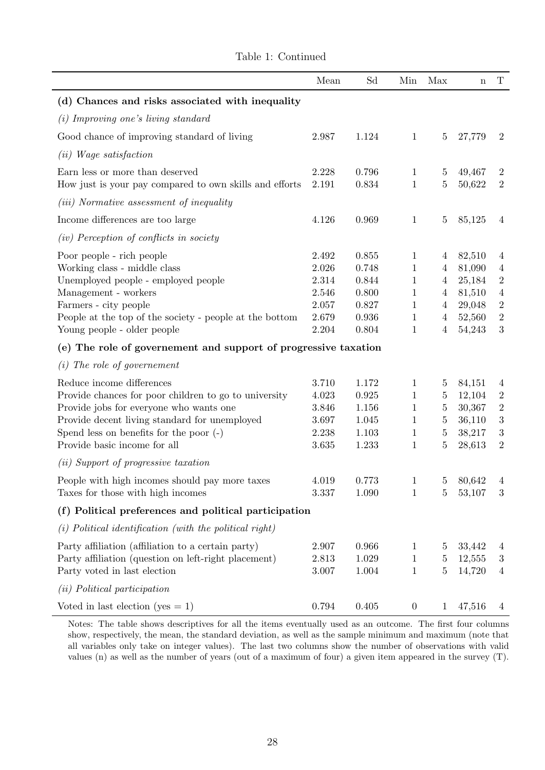Table 1: Continued

| | Mean | Sd | Min | Max | n | T |
|---|---|---|---|---|---|---|
| **(d) Chances and risks associated with inequality** | | | | | | |
| *(i) Improving one's living standard* | | | | | | |
| Good chance of improving standard of living | 2.987 | 1.124 | 1 | 5 | 27,779 | 2 |
| *(ii) Wage satisfaction* | | | | | | |
| Earn less or more than deserved | 2.228 | 0.796 | 1 | 5 | 49,467 | 2 |
| How just is your pay compared to own skills and efforts | 2.191 | 0.834 | 1 | 5 | 50,622 | 2 |
| *(iii) Normative assessment of inequality* | | | | | | |
| Income differences are too large | 4.126 | 0.969 | 1 | 5 | 85,125 | 4 |
| *(iv) Perception of conflicts in society* | | | | | | |
| Poor people - rich people | 2.492 | 0.855 | 1 | 4 | 82,510 | 4 |
| Working class - middle class | 2.026 | 0.748 | 1 | 4 | 81,090 | 4 |
| Unemployed people - employed people | 2.314 | 0.844 | 1 | 4 | 25,184 | 2 |
| Management - workers | 2.546 | 0.800 | 1 | 4 | 81,510 | 4 |
| Farmers - city people | 2.057 | 0.827 | 1 | 4 | 29,048 | 2 |
| People at the top of the society - people at the bottom | 2.679 | 0.936 | 1 | 4 | 52,560 | 2 |
| Young people - older people | 2.204 | 0.804 | 1 | 4 | 54,243 | 3 |
| **(e) The role of governement and support of progressive taxation** | | | | | | |
| *(i) The role of governement* | | | | | | |
| Reduce income differences | 3.710 | 1.172 | 1 | 5 | 84,151 | 4 |
| Provide chances for poor children to go to university | 4.023 | 0.925 | 1 | 5 | 12,104 | 2 |
| Provide jobs for everyone who wants one | 3.846 | 1.156 | 1 | 5 | 30,367 | 2 |
| Provide decent living standard for unemployed | 3.697 | 1.045 | 1 | 5 | 36,110 | 3 |
| Spend less on benefits for the poor (-) | 2.238 | 1.103 | 1 | 5 | 38,217 | 3 |
| Provide basic income for all | 3.635 | 1.233 | 1 | 5 | 28,613 | 2 |
| *(ii) Support of progressive taxation* | | | | | | |
| People with high incomes should pay more taxes | 4.019 | 0.773 | 1 | 5 | 80,642 | 4 |
| Taxes for those with high incomes | 3.337 | 1.090 | 1 | 5 | 53,107 | 3 |
| **(f) Political preferences and political participation** | | | | | | |
| *(i) Political identification (with the political right)* | | | | | | |
| Party affiliation (affiliation to a certain party) | 2.907 | 0.966 | 1 | 5 | 33,442 | 4 |
| Party affiliation (question on left-right placement) | 2.813 | 1.029 | 1 | 5 | 12,555 | 3 |
| Party voted in last election | 3.007 | 1.004 | 1 | 5 | 14,720 | 4 |
| *(ii) Political participation* | | | | | | |
| Voted in last election (yes = 1) | 0.794 | 0.405 | 0 | 1 | 47,516 | 4 |

Notes: The table shows descriptives for all the items eventually used as an outcome. The first four columns show, respectively, the mean, the standard deviation, as well as the sample minimum and maximum (note that all variables only take on integer values). The last two columns show the number of observations with valid values (n) as well as the number of years (out of a maximum of four) a given item appeared in the survey (T).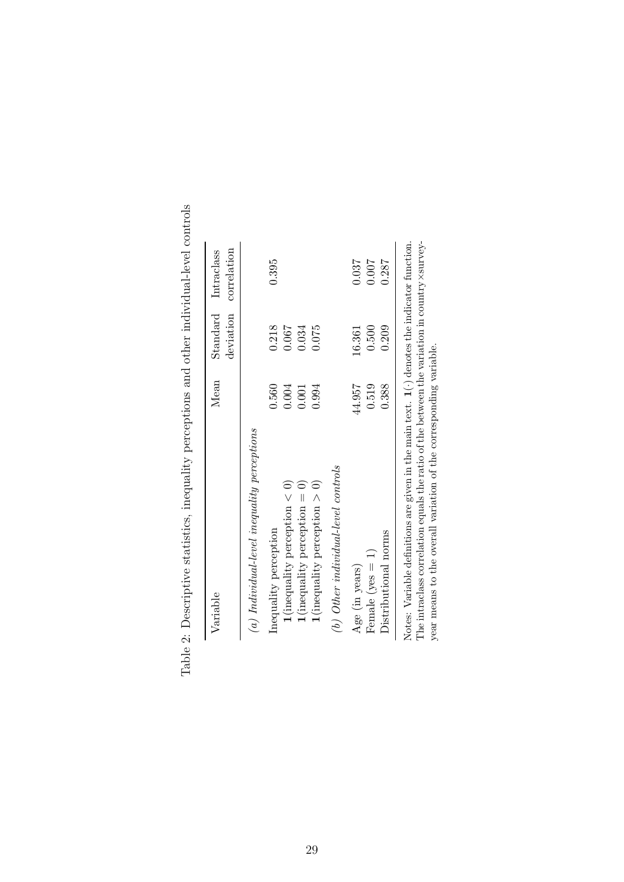Table 2: Descriptive statistics, inequality perceptions and other individual-level controls

| Variable | Mean | Standard deviation | Intraclass correlation |
|---|---|---|---|
| *(a) Individual-level inequality perceptions* | | | |
| Inequality perception | 0.560 | 0.218 | 0.395 |
| $\mathbf{1}$(inequality perception $< 0$) | 0.004 | 0.067 | |
| $\mathbf{1}$(inequality perception $= 0$) | 0.001 | 0.034 | |
| $\mathbf{1}$(inequality perception $> 0$) | 0.994 | 0.075 | |
| *(b) Other individual-level controls* | | | |
| Age (in years) | 44.957 | 16.361 | 0.037 |
| Female (yes = 1) | 0.519 | 0.500 | 0.007 |
| Distributional norms | 0.388 | 0.209 | 0.287 |

Notes: Variable definitions are given in the main text. $\mathbf{1}(\cdot)$ denotes the indicator function. The intraclass correlation equals the ratio of the between the variation in country×survey-year means to the overall variation of the corresponding variable.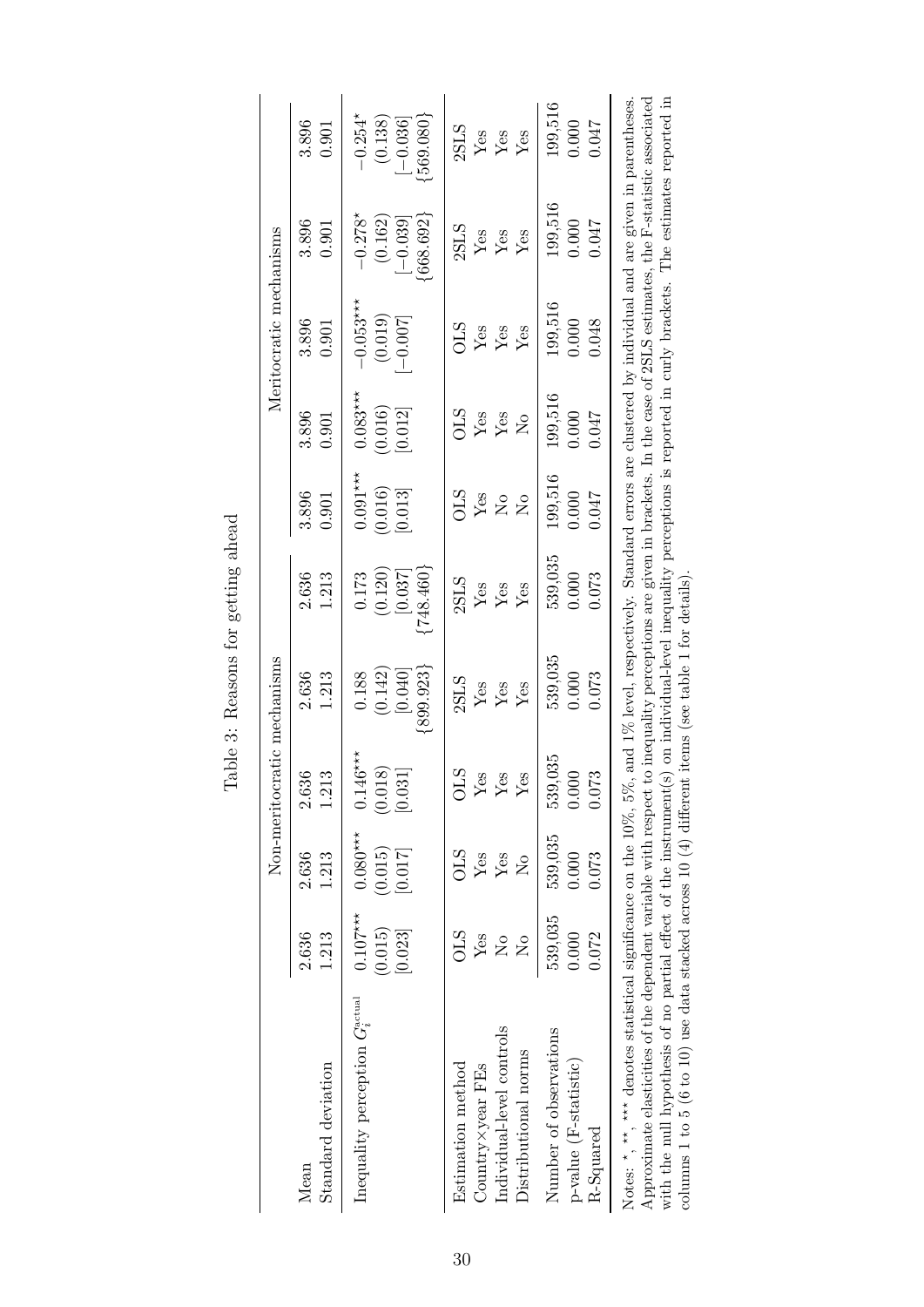Table 3: Reasons for getting ahead

| | Non-meritocratic mechanisms | | | | | Meritocratic mechanisms | | | | |
|---|---|---|---|---|---|---|---|---|---|---|
| Mean | 2.636 | 2.636 | 2.636 | 2.636 | 2.636 | 3.896 | 3.896 | 3.896 | 3.896 | 3.896 |
| Standard deviation | 1.213 | 1.213 | 1.213 | 1.213 | 1.213 | 0.901 | 0.901 | 0.901 | 0.901 | 0.901 |
| Inequality perception $G_i^{\text{actual}}$ | $0.107^{***}$ | $0.080^{***}$ | $0.146^{***}$ | 0.188 | 0.173 | $0.091^{***}$ | $0.083^{***}$ | $-0.053^{***}$ | $-0.278^{*}$ | $-0.254^{*}$ |
| | (0.015) | (0.015) | (0.018) | (0.142) | (0.120) | (0.016) | (0.016) | (0.019) | (0.162) | (0.138) |
| | [0.023] | [0.017] | [0.031] | [0.040] | [0.037] | [0.013] | [0.012] | [−0.007] | [−0.039] | [−0.036] |
| | | | | {899.923} | {748.460} | | | | {668.692} | {569.080} |
| Estimation method | OLS | OLS | OLS | 2SLS | 2SLS | OLS | OLS | OLS | 2SLS | 2SLS |
| Country×year FEs | Yes | Yes | Yes | Yes | Yes | Yes | Yes | Yes | Yes | Yes |
| Individual-level controls | No | Yes | Yes | Yes | Yes | No | Yes | Yes | Yes | Yes |
| Distributional norms | No | No | Yes | Yes | Yes | No | No | Yes | Yes | Yes |
| Number of observations | 539,035 | 539,035 | 539,035 | 539,035 | 539,035 | 199,516 | 199,516 | 199,516 | 199,516 | 199,516 |
| p-value (F-statistic) | 0.000 | 0.000 | 0.000 | 0.000 | 0.000 | 0.000 | 0.000 | 0.000 | 0.000 | 0.000 |
| R-Squared | 0.072 | 0.073 | 0.073 | 0.073 | 0.073 | 0.047 | 0.047 | 0.048 | 0.047 | 0.047 |

Notes: *, **, *** denotes statistical significance on the 10%, 5%, and 1% level, respectively. Standard errors are clustered by individual and are given in parentheses. Approximate elasticities of the dependent variable with respect to inequality perceptions are given in brackets. In the case of 2SLS estimates, the F-statistic associated with the null hypothesis of no partial effect of the instrument(s) on individual-level inequality perceptions is reported in curly brackets. The estimates reported in columns 1 to 5 (6 to 10) use data stacked across 10 (4) different items (see table 1 for details).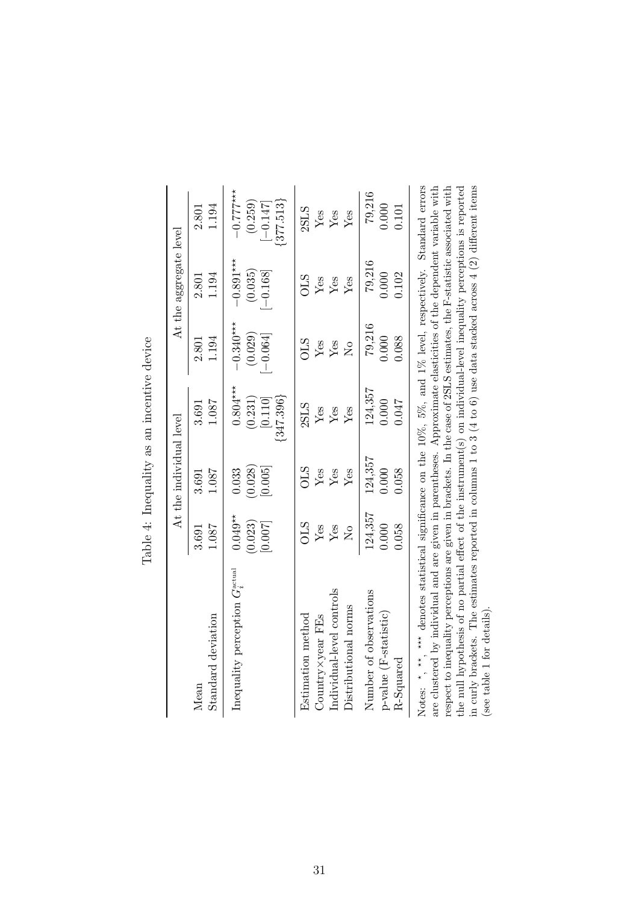Table 4: Inequality as an incentive device

| | At the individual level | | | At the aggregate level | | |
|---|---|---|---|---|---|---|
| Mean | 3.691 | 3.691 | 3.691 | 2.801 | 2.801 | 2.801 |
| Standard deviation | 1.087 | 1.087 | 1.087 | 1.194 | 1.194 | 1.194 |
| Inequality perception $G_i^{\text{actual}}$ | 0.049** | 0.033 | 0.804*** | −0.340*** | −0.891*** | −0.777*** |
| | (0.023) | (0.028) | (0.231) | (0.029) | (0.035) | (0.259) |
| | [0.007] | [0.005] | [0.110] | [−0.064] | [−0.168] | [−0.147] |
| | | | {347.396} | | | {377.513} |
| Estimation method | OLS | OLS | 2SLS | OLS | OLS | 2SLS |
| Country×year FEs | Yes | Yes | Yes | Yes | Yes | Yes |
| Individual-level controls | Yes | Yes | Yes | Yes | Yes | Yes |
| Distributional norms | No | Yes | Yes | No | Yes | Yes |
| Number of observations | 124,357 | 124,357 | 124,357 | 79,216 | 79,216 | 79,216 |
| p-value (F-statistic) | 0.000 | 0.000 | 0.000 | 0.000 | 0.000 | 0.000 |
| R-Squared | 0.058 | 0.058 | 0.047 | 0.088 | 0.102 | 0.101 |

Notes: *, **, *** denotes statistical significance on the 10%, 5%, and 1% level, respectively. Standard errors are clustered by individual and are given in parentheses. Approximate elasticities of the dependent variable with respect to inequality perceptions are given in brackets. In the case of 2SLS estimates, the F-statistic associated with the null hypothesis of no partial effect of the instrument(s) on individual-level inequality perceptions is reported in curly brackets. The estimates reported in columns 1 to 3 (4 to 6) use data stacked across 4 (2) different items (see table 1 for details).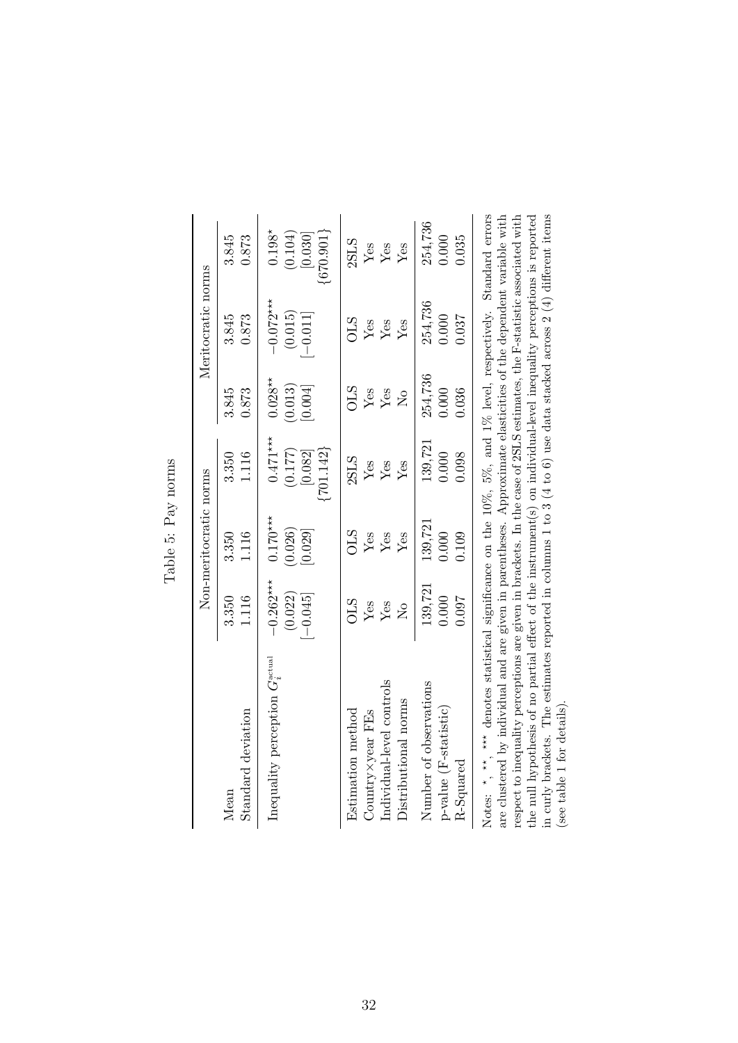Table 5: Pay norms

| | Non-meritocratic norms | | | Meritocratic norms | | |
|---|---|---|---|---|---|---|
| Mean | 3.350 | 3.350 | 3.350 | 3.845 | 3.845 | 3.845 |
| Standard deviation | 1.116 | 1.116 | 1.116 | 0.873 | 0.873 | 0.873 |
| Inequality perception $G_i^{\text{actual}}$ | $-0.262^{***}$ | $0.170^{***}$ | $0.471^{***}$ | $0.028^{**}$ | $-0.072^{***}$ | $0.198^{*}$ |
| | (0.022) | (0.026) | (0.177) | (0.013) | (0.015) | (0.104) |
| | [−0.045] | [0.029] | [0.082] | [0.004] | [−0.011] | [0.030] |
| | | | {701.142} | | | {670.901} |
| Estimation method | OLS | OLS | 2SLS | OLS | OLS | 2SLS |
| Country×year FEs | Yes | Yes | Yes | Yes | Yes | Yes |
| Individual-level controls | Yes | Yes | Yes | Yes | Yes | Yes |
| Distributional norms | No | Yes | Yes | No | Yes | Yes |
| Number of observations | 139,721 | 139,721 | 139,721 | 254,736 | 254,736 | 254,736 |
| p-value (F-statistic) | 0.000 | 0.000 | 0.000 | 0.000 | 0.000 | 0.000 |
| R-Squared | 0.097 | 0.109 | 0.098 | 0.036 | 0.037 | 0.035 |

Notes: *, **, *** denotes statistical significance on the 10%, 5%, and 1% level, respectively. Standard errors are clustered by individual and are given in parentheses. Approximate elasticities of the dependent variable with respect to inequality perceptions are given in brackets. In the case of 2SLS estimates, the F-statistic associated with the null hypothesis of no partial effect of the instrument(s) on individual-level inequality perceptions is reported in curly brackets. The estimates reported in columns 1 to 3 (4 to 6) use data stacked across 2 (4) different items (see table 1 for details).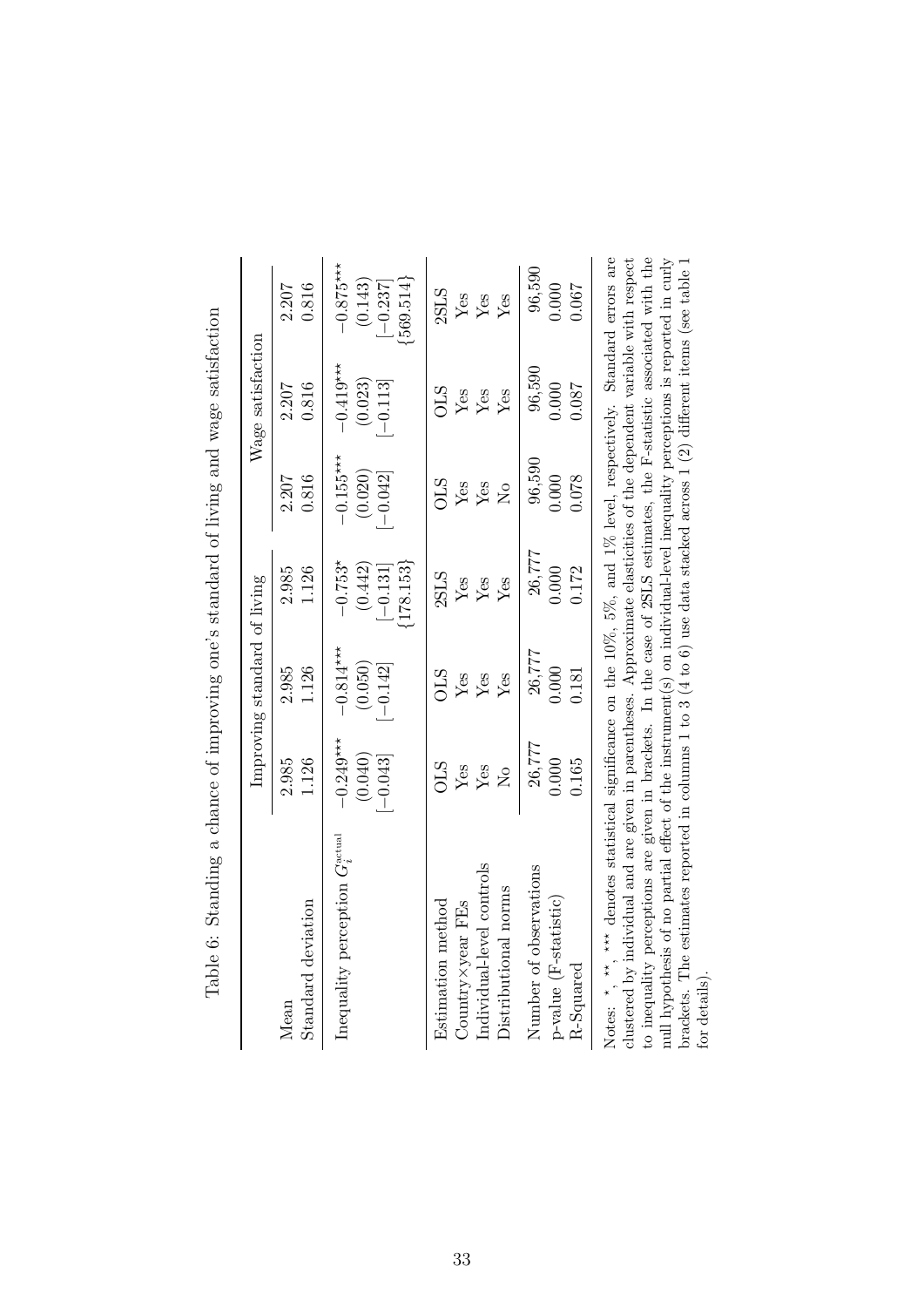Table 6: Standing a chance of improving one's standard of living and wage satisfaction

| | Improving standard of living | | | Wage satisfaction | | |
|---|---|---|---|---|---|---|
| Mean | 2.985 | 2.985 | 2.985 | 2.207 | 2.207 | 2.207 |
| Standard deviation | 1.126 | 1.126 | 1.126 | 0.816 | 0.816 | 0.816 |
| Inequality perception $G_i^{\text{actual}}$ | $-0.249$*** | $-0.814$*** | $-0.753$* | $-0.155$*** | $-0.419$*** | $-0.875$*** |
| | (0.040) | (0.050) | (0.442) | (0.020) | (0.023) | (0.143) |
| | [$-0.043$] | [$-0.142$] | [$-0.131$] | [$-0.042$] | [$-0.113$] | [$-0.237$] |
| | | | {178.153} | | | {569.514} |
| Estimation method | OLS | OLS | 2SLS | OLS | OLS | 2SLS |
| Country×year FEs | Yes | Yes | Yes | Yes | Yes | Yes |
| Individual-level controls | Yes | Yes | Yes | Yes | Yes | Yes |
| Distributional norms | No | Yes | Yes | No | Yes | Yes |
| Number of observations | 26,777 | 26,777 | 26,777 | 96,590 | 96,590 | 96,590 |
| p-value (F-statistic) | 0.000 | 0.000 | 0.000 | 0.000 | 0.000 | 0.000 |
| R-Squared | 0.165 | 0.181 | 0.172 | 0.078 | 0.087 | 0.067 |

Notes: *, **, *** denotes statistical significance on the 10%, 5%, and 1% level, respectively. Standard errors are clustered by individual and are given in parentheses. Approximate elasticities of the dependent variable with respect to inequality perceptions are given in brackets. In the case of 2SLS estimates, the F-statistic associated with the null hypothesis of no partial effect of the instrument(s) on individual-level inequality perceptions is reported in curly brackets. The estimates reported in columns 1 to 3 (4 to 6) use data stacked across 1 (2) different items (see table 1 for details).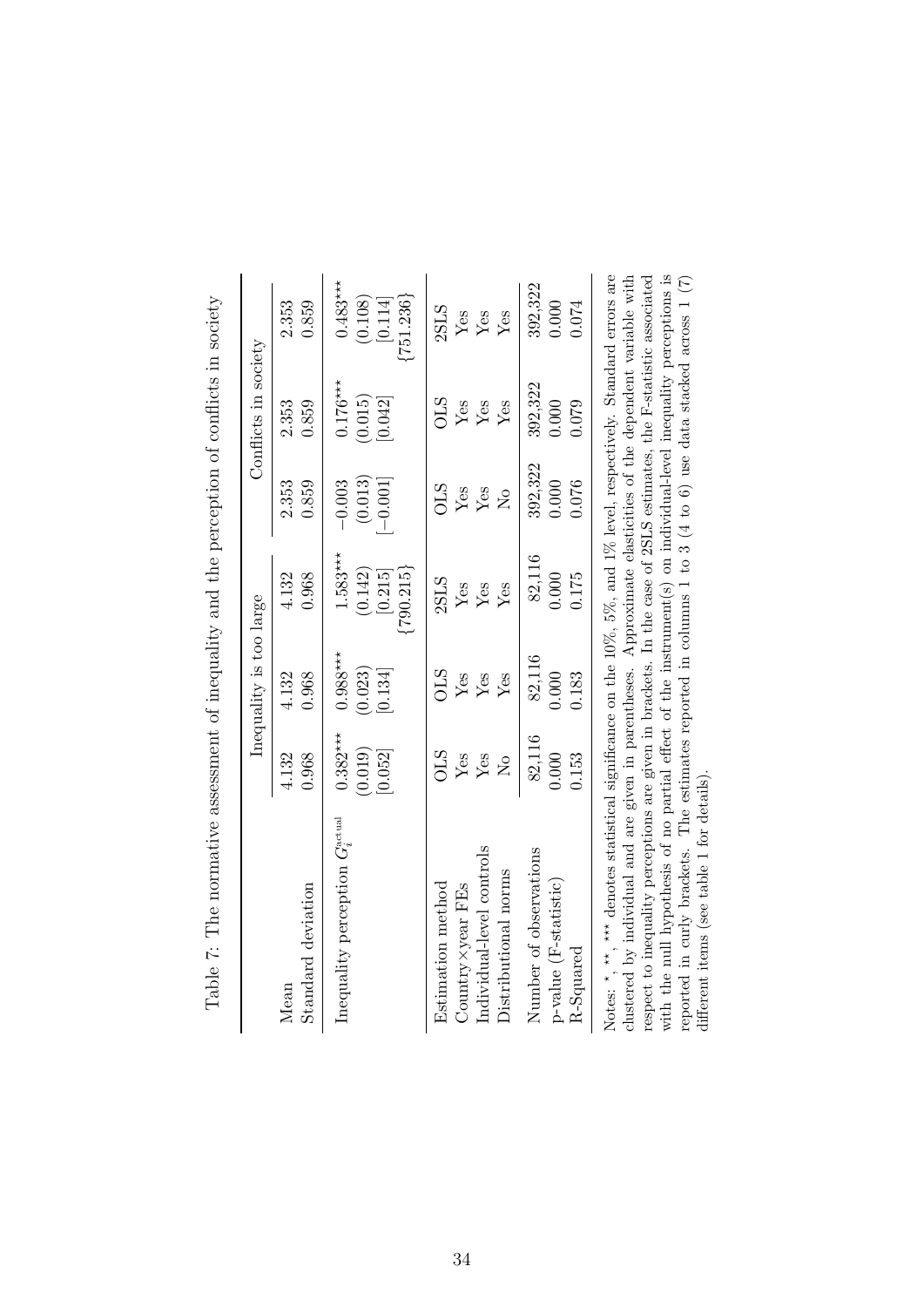Table 7: The normative assessment of inequality and the perception of conflicts in society

| | Inequality is too large | | | Conflicts in society | | |
|---|---|---|---|---|---|---|
| Mean | 4.132 | 4.132 | 4.132 | 2.353 | 2.353 | 2.353 |
| Standard deviation | 0.968 | 0.968 | 0.968 | 0.859 | 0.859 | 0.859 |
| Inequality perception $G_i^{\text{actual}}$ | 0.382*** | 0.988*** | 1.583*** | −0.003 | 0.176*** | 0.483*** |
| | (0.019) | (0.023) | (0.142) | (0.013) | (0.015) | (0.108) |
| | [0.052] | [0.134] | [0.215] | [−0.001] | [0.042] | [0.114] |
| | | | {790.215} | | | {751.236} |
| Estimation method | OLS | OLS | 2SLS | OLS | OLS | 2SLS |
| Country×year FEs | Yes | Yes | Yes | Yes | Yes | Yes |
| Individual-level controls | Yes | Yes | Yes | Yes | Yes | Yes |
| Distributional norms | No | Yes | Yes | No | Yes | Yes |
| Number of observations | 82,116 | 82,116 | 82,116 | 392,322 | 392,322 | 392,322 |
| p-value (F-statistic) | 0.000 | 0.000 | 0.000 | 0.000 | 0.000 | 0.000 |
| R-Squared | 0.153 | 0.183 | 0.175 | 0.076 | 0.079 | 0.074 |

Notes: *, **, *** denotes statistical significance on the 10%, 5%, and 1% level, respectively. Standard errors are clustered by individual and are given in parentheses. Approximate elasticities of the dependent variable with respect to inequality perceptions are given in brackets. In the case of 2SLS estimates, the F-statistic associated with the null hypothesis of no partial effect of the instrument(s) on individual-level inequality perceptions is reported in curly brackets. The estimates reported in columns 1 to 3 (4 to 6) use data stacked across 1 (7) different items (see table 1 for details).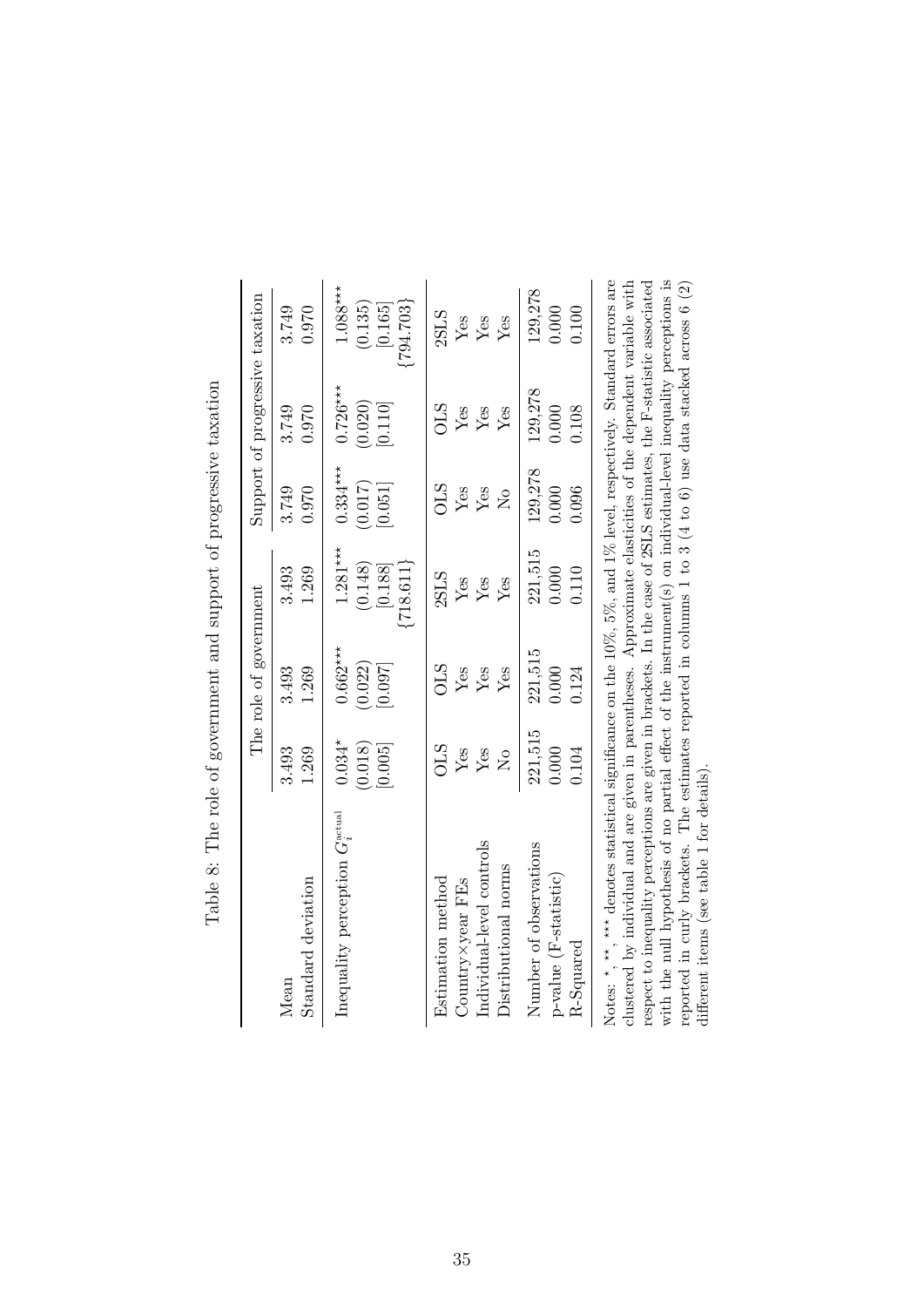Table 8: The role of government and support of progressive taxation

| | The role of government | | | Support of progressive taxation | | |
|---|---|---|---|---|---|---|
| Mean | 3.493 | 3.493 | 3.493 | 3.749 | 3.749 | 3.749 |
| Standard deviation | 1.269 | 1.269 | 1.269 | 0.970 | 0.970 | 0.970 |
| Inequality perception $G_i^{\text{actual}}$ | 0.034* | 0.662*** | 1.281*** | 0.334*** | 0.726*** | 1.088*** |
| | (0.018) | (0.022) | (0.148) | (0.017) | (0.020) | (0.135) |
| | [0.005] | [0.097] | [0.188] | [0.051] | [0.110] | [0.165] |
| | | | {718.611} | | | {794.703} |
| Estimation method | OLS | OLS | 2SLS | OLS | OLS | 2SLS |
| Country×year FEs | Yes | Yes | Yes | Yes | Yes | Yes |
| Individual-level controls | Yes | Yes | Yes | Yes | Yes | Yes |
| Distributional norms | No | Yes | Yes | No | Yes | Yes |
| Number of observations | 221,515 | 221,515 | 221,515 | 129,278 | 129,278 | 129,278 |
| p-value (F-statistic) | 0.000 | 0.000 | 0.000 | 0.000 | 0.000 | 0.000 |
| R-Squared | 0.104 | 0.124 | 0.110 | 0.096 | 0.108 | 0.100 |

Notes: *, **, *** denotes statistical significance on the 10%, 5%, and 1% level, respectively. Standard errors are clustered by individual and are given in parentheses. Approximate elasticities of the dependent variable with respect to inequality perceptions are given in brackets. In the case of 2SLS estimates, the F-statistic associated with the null hypothesis of no partial effect of the instrument(s) on individual-level inequality perceptions is reported in curly brackets. The estimates reported in columns 1 to 3 (4 to 6) use data stacked across 6 (2) different items (see table 1 for details).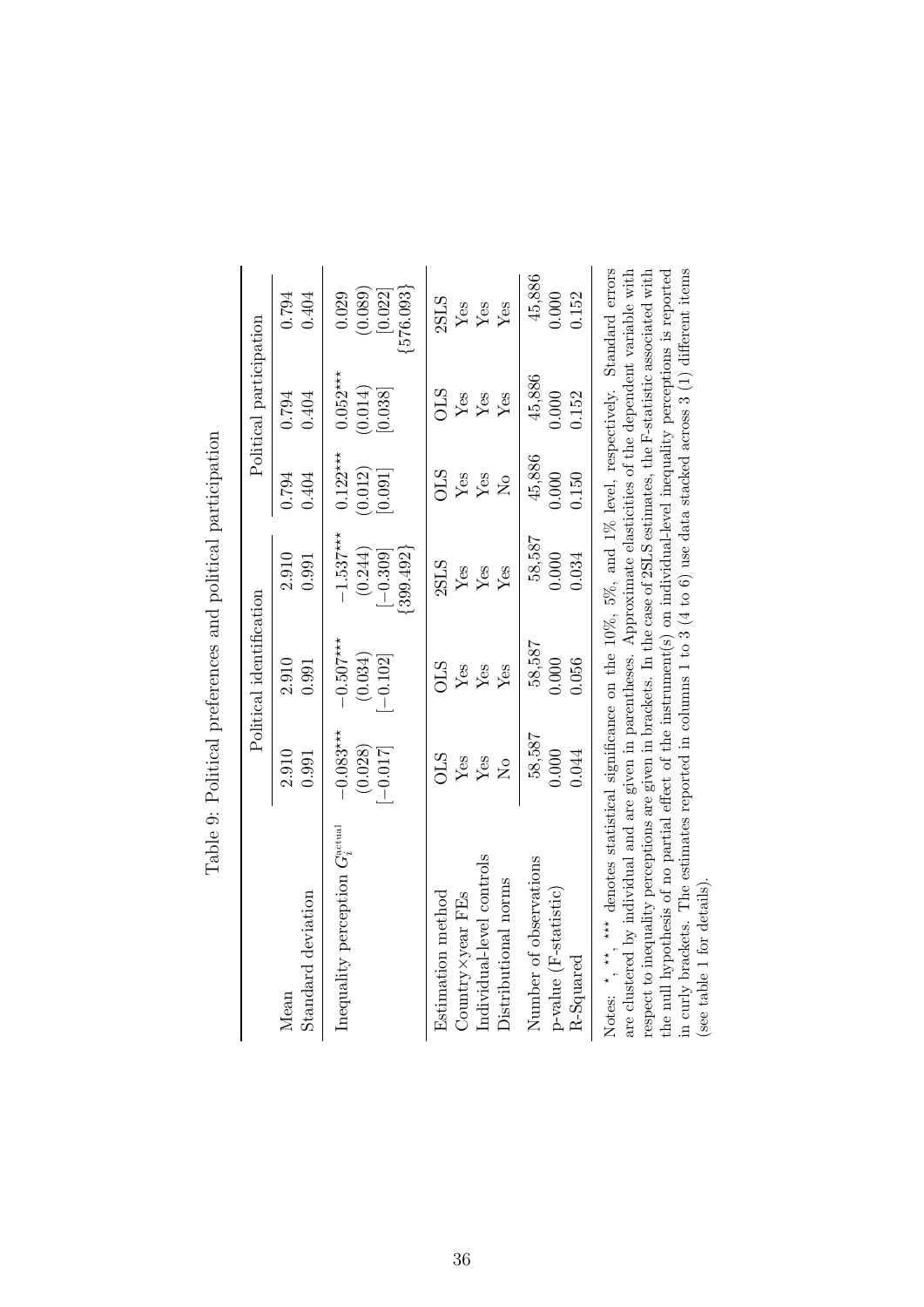Table 9: Political preferences and political participation

| | Political identification | | | Political participation | | |
|---|---|---|---|---|---|---|
| Mean | 2.910 | 2.910 | 2.910 | 0.794 | 0.794 | 0.794 |
| Standard deviation | 0.991 | 0.991 | 0.991 | 0.404 | 0.404 | 0.404 |
| Inequality perception $G_i^{\text{actual}}$ | $-0.083^{***}$ | $-0.507^{***}$ | $-1.537^{***}$ | $0.122^{***}$ | $0.052^{***}$ | 0.029 |
| | (0.028) | (0.034) | (0.244) | (0.012) | (0.014) | (0.089) |
| | [−0.017] | [−0.102] | [−0.309] | [0.091] | [0.038] | [0.022] |
| | | | {399.492} | | | {576.093} |
| Estimation method | OLS | OLS | 2SLS | OLS | OLS | 2SLS |
| Country×year FEs | Yes | Yes | Yes | Yes | Yes | Yes |
| Individual-level controls | Yes | Yes | Yes | Yes | Yes | Yes |
| Distributional norms | No | Yes | Yes | No | Yes | Yes |
| Number of observations | 58,587 | 58,587 | 58,587 | 45,886 | 45,886 | 45,886 |
| p-value (F-statistic) | 0.000 | 0.000 | 0.000 | 0.000 | 0.000 | 0.000 |
| R-Squared | 0.044 | 0.056 | 0.034 | 0.150 | 0.152 | 0.152 |

Notes: *, **, *** denotes statistical significance on the 10%, 5%, and 1% level, respectively. Standard errors are clustered by individual and are given in parentheses. Approximate elasticities of the dependent variable with respect to inequality perceptions are given in brackets. In the case of 2SLS estimates, the F-statistic associated with the null hypothesis of no partial effect of the instrument(s) on individual-level inequality perceptions is reported in curly brackets. The estimates reported in columns 1 to 3 (4 to 6) use data stacked across 3 (1) different items (see table 1 for details).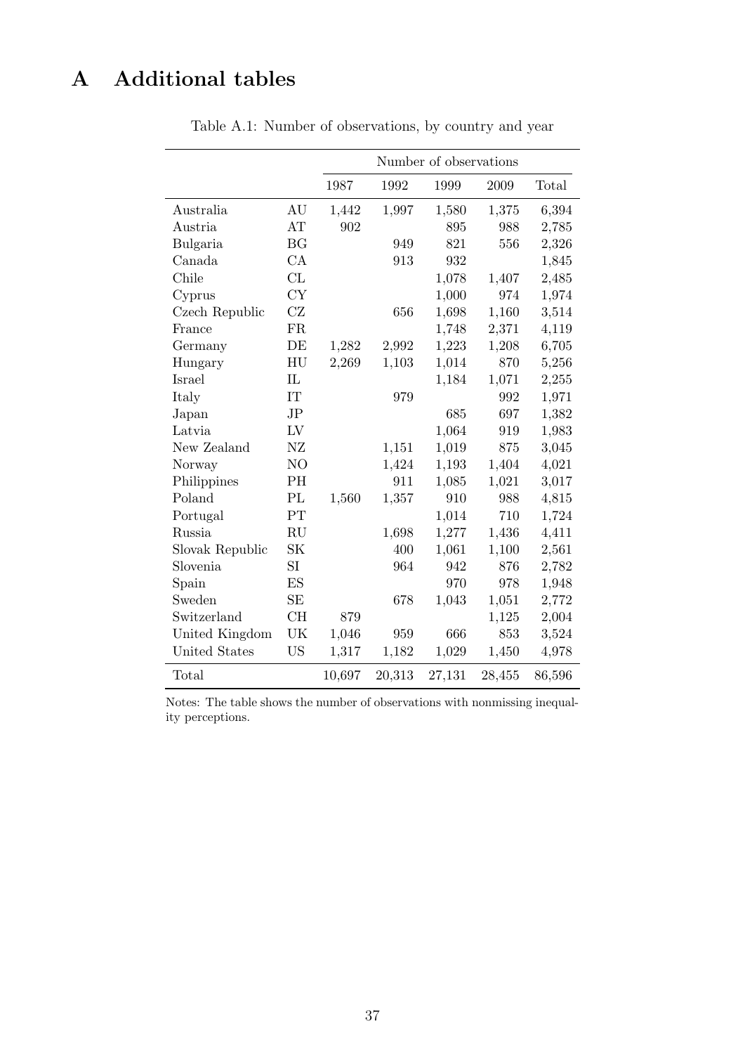# A Additional tables

Table A.1: Number of observations, by country and year

| | | Number of observations | | | | |
|---|---|---|---|---|---|---|
| | | 1987 | 1992 | 1999 | 2009 | Total |
| Australia | AU | 1,442 | 1,997 | 1,580 | 1,375 | 6,394 |
| Austria | AT | 902 | | 895 | 988 | 2,785 |
| Bulgaria | BG | | 949 | 821 | 556 | 2,326 |
| Canada | CA | | 913 | 932 | | 1,845 |
| Chile | CL | | | 1,078 | 1,407 | 2,485 |
| Cyprus | CY | | | 1,000 | 974 | 1,974 |
| Czech Republic | CZ | | 656 | 1,698 | 1,160 | 3,514 |
| France | FR | | | 1,748 | 2,371 | 4,119 |
| Germany | DE | 1,282 | 2,992 | 1,223 | 1,208 | 6,705 |
| Hungary | HU | 2,269 | 1,103 | 1,014 | 870 | 5,256 |
| Israel | IL | | | 1,184 | 1,071 | 2,255 |
| Italy | IT | | 979 | | 992 | 1,971 |
| Japan | JP | | | 685 | 697 | 1,382 |
| Latvia | LV | | | 1,064 | 919 | 1,983 |
| New Zealand | NZ | | 1,151 | 1,019 | 875 | 3,045 |
| Norway | NO | | 1,424 | 1,193 | 1,404 | 4,021 |
| Philippines | PH | | 911 | 1,085 | 1,021 | 3,017 |
| Poland | PL | 1,560 | 1,357 | 910 | 988 | 4,815 |
| Portugal | PT | | | 1,014 | 710 | 1,724 |
| Russia | RU | | 1,698 | 1,277 | 1,436 | 4,411 |
| Slovak Republic | SK | | 400 | 1,061 | 1,100 | 2,561 |
| Slovenia | SI | | 964 | 942 | 876 | 2,782 |
| Spain | ES | | | 970 | 978 | 1,948 |
| Sweden | SE | | 678 | 1,043 | 1,051 | 2,772 |
| Switzerland | CH | 879 | | | 1,125 | 2,004 |
| United Kingdom | UK | 1,046 | 959 | 666 | 853 | 3,524 |
| United States | US | 1,317 | 1,182 | 1,029 | 1,450 | 4,978 |
| Total | | 10,697 | 20,313 | 27,131 | 28,455 | 86,596 |

Notes: The table shows the number of observations with nonmissing inequality perceptions.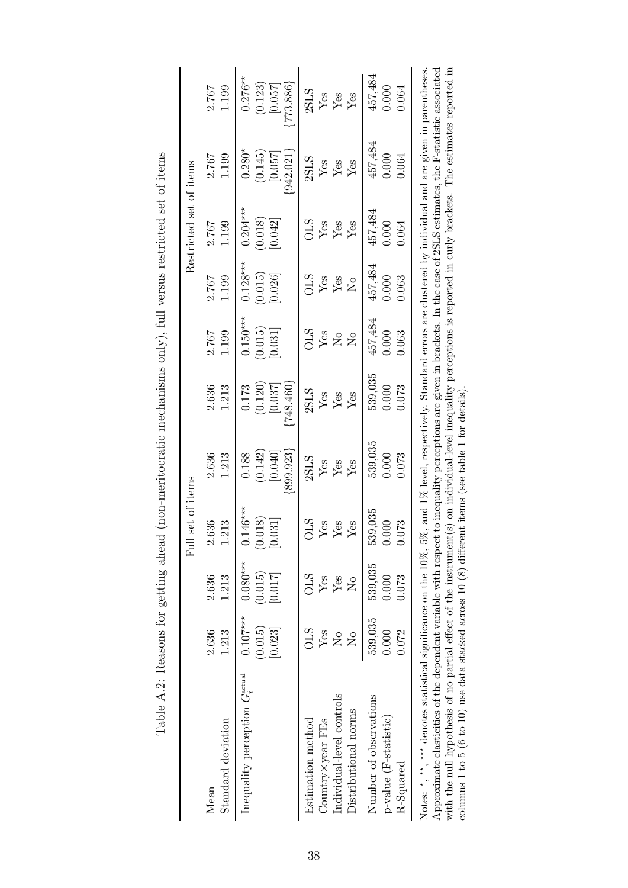Table A.2: Reasons for getting ahead (non-meritocratic mechanisms only), full versus restricted set of items

| | Full set of items | | | | | Restricted set of items | | | | |
|---|---|---|---|---|---|---|---|---|---|---|
| Mean | 2.636 | 2.636 | 2.636 | 2.636 | 2.636 | 2.767 | 2.767 | 2.767 | 2.767 | 2.767 |
| Standard deviation | 1.213 | 1.213 | 1.213 | 1.213 | 1.213 | 1.199 | 1.199 | 1.199 | 1.199 | 1.199 |
| Inequality perception $G_i^{\text{actual}}$ | 0.107*** | 0.080*** | 0.146*** | 0.188 | 0.173 | 0.150*** | 0.128*** | 0.204*** | 0.280* | 0.276** |
| | (0.015) | (0.015) | (0.018) | (0.142) | (0.120) | (0.015) | (0.015) | (0.018) | (0.145) | (0.123) |
| | [0.023] | [0.017] | [0.031] | [0.040] | [0.037] | [0.031] | [0.026] | [0.042] | [0.057] | [0.057] |
| | | | | {899.923} | {748.460} | | | | {942.021} | {773.886} |
| Estimation method | OLS | OLS | OLS | 2SLS | 2SLS | OLS | OLS | OLS | 2SLS | 2SLS |
| Country×year FEs | Yes | Yes | Yes | Yes | Yes | Yes | Yes | Yes | Yes | Yes |
| Individual-level controls | No | Yes | Yes | Yes | Yes | No | Yes | Yes | Yes | Yes |
| Distributional norms | No | No | Yes | Yes | Yes | No | No | Yes | Yes | Yes |
| Number of observations | 539,035 | 539,035 | 539,035 | 539,035 | 539,035 | 457,484 | 457,484 | 457,484 | 457,484 | 457,484 |
| p-value (F-statistic) | 0.000 | 0.000 | 0.000 | 0.000 | 0.000 | 0.000 | 0.000 | 0.000 | 0.000 | 0.000 |
| R-Squared | 0.072 | 0.073 | 0.073 | 0.073 | 0.073 | 0.063 | 0.063 | 0.064 | 0.064 | 0.064 |

Notes: *, **, *** denotes statistical significance on the 10%, 5%, and 1% level, respectively. Standard errors are clustered by individual and are given in parentheses. Approximate elasticities of the dependent variable with respect to inequality perceptions are given in brackets. In the case of 2SLS estimates, the F-statistic associated with the null hypothesis of no partial effect of the instrument(s) on individual-level inequality perceptions is reported in curly brackets. The estimates reported in columns 1 to 5 (6 to 10) use data stacked across 10 (8) different items (see table 1 for details).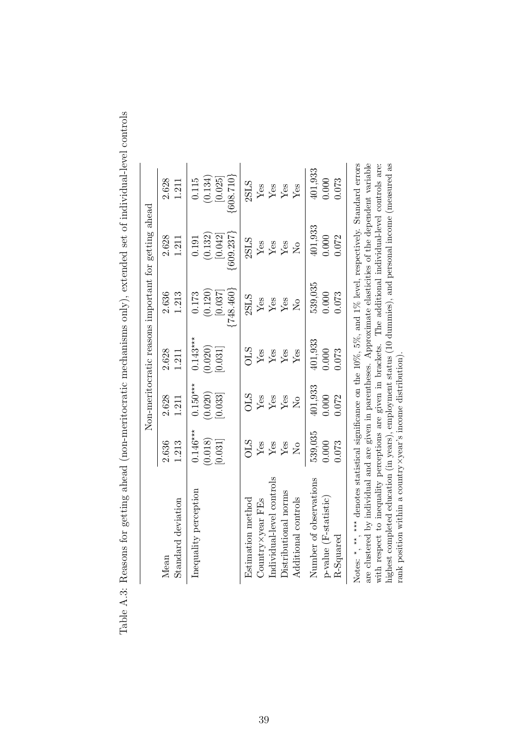Table A.3: Reasons for getting ahead (non-meritocratic mechanisms only), extended set of individual-level controls

| | Non-meritocratic reasons important for getting ahead | | | | | |
|---|---|---|---|---|---|---|
| Mean | 2.636 | 2.628 | 2.628 | 2.636 | 2.628 | 2.628 |
| Standard deviation | 1.213 | 1.211 | 1.211 | 1.213 | 1.211 | 1.211 |
| Inequality perception | 0.146*** | 0.150*** | 0.143*** | 0.173 | 0.191 | 0.115 |
| | (0.018) | (0.020) | (0.020) | (0.120) | (0.132) | (0.134) |
| | [0.031] | [0.033] | [0.031] | [0.037] | [0.042] | [0.025] |
| | | | | {748.460} | {609.237} | {608.710} |
| Estimation method | OLS | OLS | OLS | 2SLS | 2SLS | 2SLS |
| Country×year FEs | Yes | Yes | Yes | Yes | Yes | Yes |
| Individual-level controls | Yes | Yes | Yes | Yes | Yes | Yes |
| Distributional norms | Yes | Yes | Yes | Yes | Yes | Yes |
| Additional controls | No | No | Yes | No | No | Yes |
| Number of observations | 539,035 | 401,933 | 401,933 | 539,035 | 401,933 | 401,933 |
| p-value (F-statistic) | 0.000 | 0.000 | 0.000 | 0.000 | 0.000 | 0.000 |
| R-Squared | 0.073 | 0.072 | 0.073 | 0.073 | 0.072 | 0.073 |

Notes: *, **, *** denotes statistical significance on the 10%, 5%, and 1% level, respectively. Standard errors are clustered by individual and are given in parentheses. Approximate elasticities of the dependent variable with respect to inequality perceptions are given in brackets. The additional individual-level controls are: highest completed education (in years), employment status (10 dummies), and personal income (measured as rank position within a country×year's income distribution).